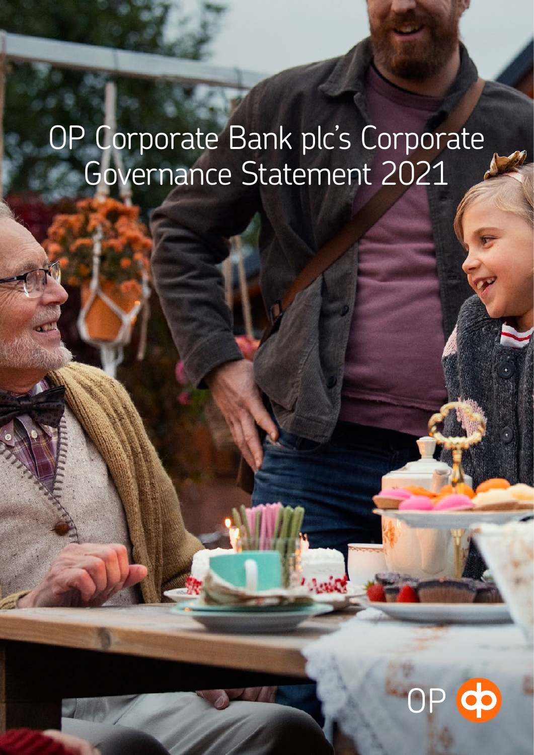# OP Corporate Bank plc's Corporate Governance Statement 2021

OP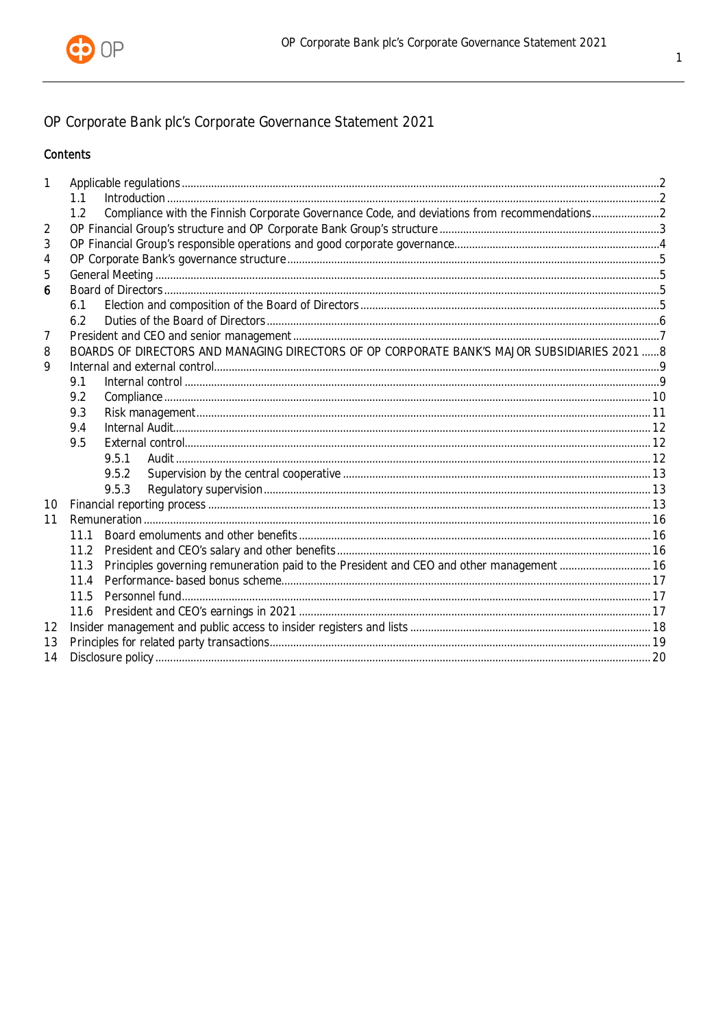# OP Corporate Bank plc's Corporate Governance Statement 2021

## Contents

1 Applicable regulations ..... 2
  1.1 Introduction ..... 2
  1.2 Compliance with the Finnish Corporate Governance Code, and deviations from recommendations ..... 2
2 OP Financial Group's structure and OP Corporate Bank Group's structure ..... 3
3 OP Financial Group's responsible operations and good corporate governance ..... 4
4 OP Corporate Bank's governance structure ..... 5
5 General Meeting ..... 5
6 Board of Directors ..... 5
  6.1 Election and composition of the Board of Directors ..... 5
  6.2 Duties of the Board of Directors ..... 6
7 President and CEO and senior management ..... 7
8 BOARDS OF DIRECTORS AND MANAGING DIRECTORS OF OP CORPORATE BANK'S MAJOR SUBSIDIARIES 2021 ..... 8
9 Internal and external control ..... 9
  9.1 Internal control ..... 9
  9.2 Compliance ..... 10
  9.3 Risk management ..... 11
  9.4 Internal Audit ..... 12
  9.5 External control ..... 12
    9.5.1 Audit ..... 12
    9.5.2 Supervision by the central cooperative ..... 13
    9.5.3 Regulatory supervision ..... 13
10 Financial reporting process ..... 13
11 Remuneration ..... 16
  11.1 Board emoluments and other benefits ..... 16
  11.2 President and CEO's salary and other benefits ..... 16
  11.3 Principles governing remuneration paid to the President and CEO and other management ..... 16
  11.4 Performance-based bonus scheme ..... 17
  11.5 Personnel fund ..... 17
  11.6 President and CEO's earnings in 2021 ..... 17
12 Insider management and public access to insider registers and lists ..... 18
13 Principles for related party transactions ..... 19
14 Disclosure policy ..... 20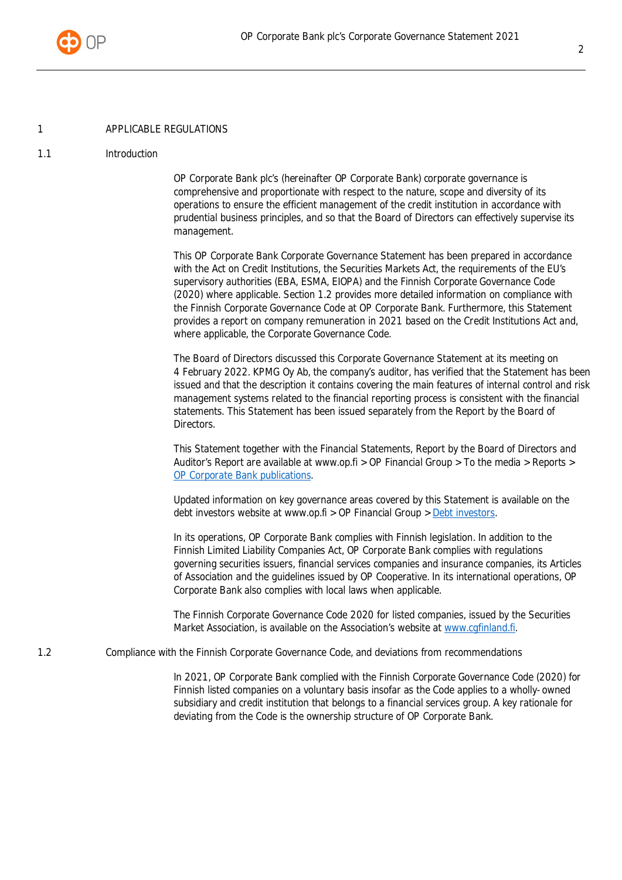# 1 APPLICABLE REGULATIONS

## 1.1 Introduction

OP Corporate Bank plc's (hereinafter OP Corporate Bank) corporate governance is comprehensive and proportionate with respect to the nature, scope and diversity of its operations to ensure the efficient management of the credit institution in accordance with prudential business principles, and so that the Board of Directors can effectively supervise its management.

This OP Corporate Bank Corporate Governance Statement has been prepared in accordance with the Act on Credit Institutions, the Securities Markets Act, the requirements of the EU's supervisory authorities (EBA, ESMA, EIOPA) and the Finnish Corporate Governance Code (2020) where applicable. Section 1.2 provides more detailed information on compliance with the Finnish Corporate Governance Code at OP Corporate Bank. Furthermore, this Statement provides a report on company remuneration in 2021 based on the Credit Institutions Act and, where applicable, the Corporate Governance Code.

The Board of Directors discussed this Corporate Governance Statement at its meeting on 4 February 2022. KPMG Oy Ab, the company's auditor, has verified that the Statement has been issued and that the description it contains covering the main features of internal control and risk management systems related to the financial reporting process is consistent with the financial statements. This Statement has been issued separately from the Report by the Board of Directors.

This Statement together with the Financial Statements, Report by the Board of Directors and Auditor's Report are available at www.op.fi > OP Financial Group > To the media > Reports > OP Corporate Bank publications.

Updated information on key governance areas covered by this Statement is available on the debt investors website at www.op.fi > OP Financial Group > Debt investors.

In its operations, OP Corporate Bank complies with Finnish legislation. In addition to the Finnish Limited Liability Companies Act, OP Corporate Bank complies with regulations governing securities issuers, financial services companies and insurance companies, its Articles of Association and the guidelines issued by OP Cooperative. In its international operations, OP Corporate Bank also complies with local laws when applicable.

The Finnish Corporate Governance Code 2020 for listed companies, issued by the Securities Market Association, is available on the Association's website at www.cgfinland.fi.

## 1.2 Compliance with the Finnish Corporate Governance Code, and deviations from recommendations

In 2021, OP Corporate Bank complied with the Finnish Corporate Governance Code (2020) for Finnish listed companies on a voluntary basis insofar as the Code applies to a wholly-owned subsidiary and credit institution that belongs to a financial services group. A key rationale for deviating from the Code is the ownership structure of OP Corporate Bank.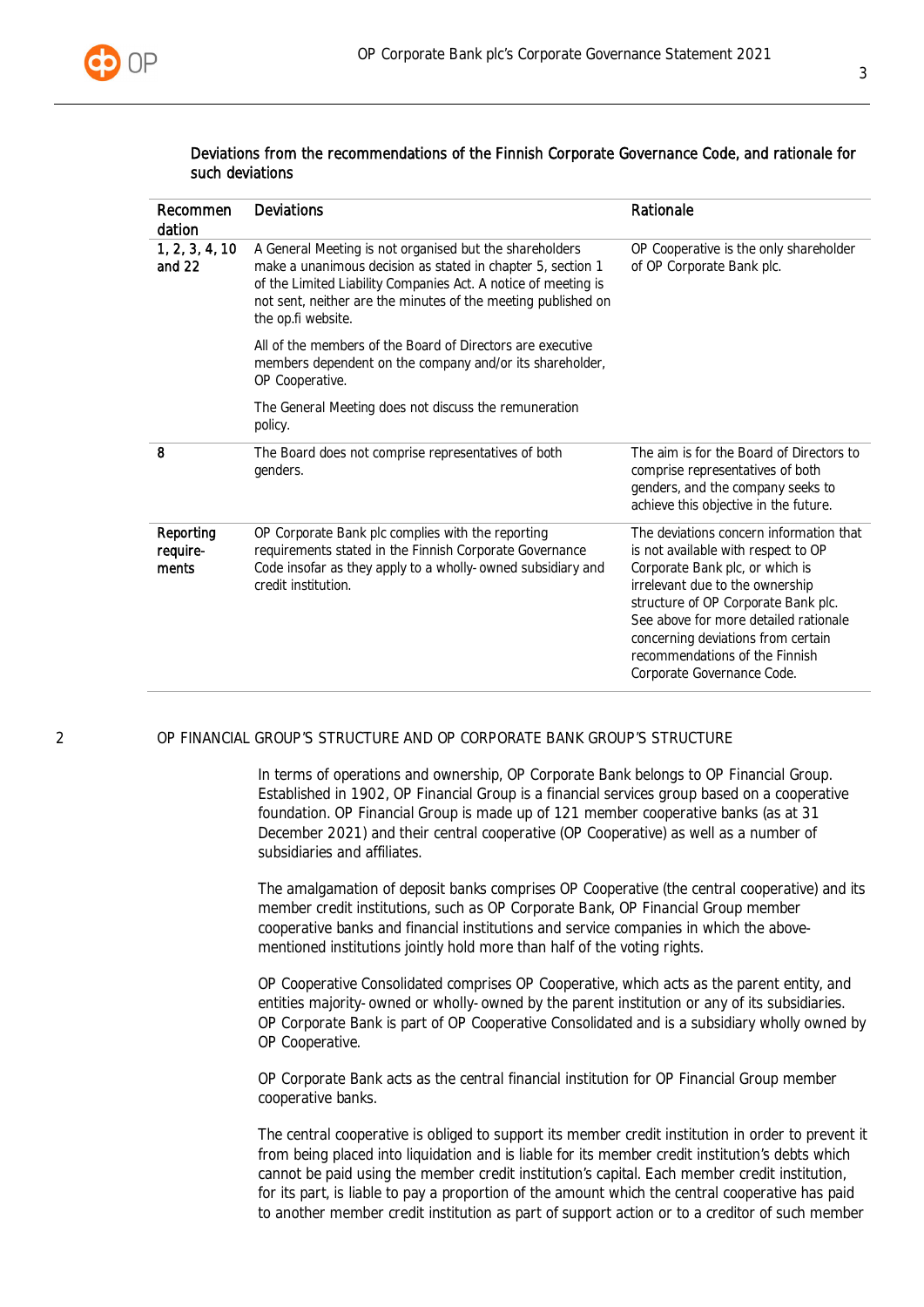### Deviations from the recommendations of the Finnish Corporate Governance Code, and rationale for such deviations

| Recommendation | Deviations | Rationale |
|---|---|---|
| 1, 2, 3, 4, 10 and 22 | A General Meeting is not organised but the shareholders make a unanimous decision as stated in chapter 5, section 1 of the Limited Liability Companies Act. A notice of meeting is not sent, neither are the minutes of the meeting published on the op.fi website.<br><br>All of the members of the Board of Directors are executive members dependent on the company and/or its shareholder, OP Cooperative.<br><br>The General Meeting does not discuss the remuneration policy. | OP Cooperative is the only shareholder of OP Corporate Bank plc. |
| 8 | The Board does not comprise representatives of both genders. | The aim is for the Board of Directors to comprise representatives of both genders, and the company seeks to achieve this objective in the future. |
| Reporting requirements | OP Corporate Bank plc complies with the reporting requirements stated in the Finnish Corporate Governance Code insofar as they apply to a wholly-owned subsidiary and credit institution. | The deviations concern information that is not available with respect to OP Corporate Bank plc, or which is irrelevant due to the ownership structure of OP Corporate Bank plc. See above for more detailed rationale concerning deviations from certain recommendations of the Finnish Corporate Governance Code. |

## 2 OP FINANCIAL GROUP'S STRUCTURE AND OP CORPORATE BANK GROUP'S STRUCTURE

In terms of operations and ownership, OP Corporate Bank belongs to OP Financial Group. Established in 1902, OP Financial Group is a financial services group based on a cooperative foundation. OP Financial Group is made up of 121 member cooperative banks (as at 31 December 2021) and their central cooperative (OP Cooperative) as well as a number of subsidiaries and affiliates.

The amalgamation of deposit banks comprises OP Cooperative (the central cooperative) and its member credit institutions, such as OP Corporate Bank, OP Financial Group member cooperative banks and financial institutions and service companies in which the above-mentioned institutions jointly hold more than half of the voting rights.

OP Cooperative Consolidated comprises OP Cooperative, which acts as the parent entity, and entities majority-owned or wholly-owned by the parent institution or any of its subsidiaries. OP Corporate Bank is part of OP Cooperative Consolidated and is a subsidiary wholly owned by OP Cooperative.

OP Corporate Bank acts as the central financial institution for OP Financial Group member cooperative banks.

The central cooperative is obliged to support its member credit institution in order to prevent it from being placed into liquidation and is liable for its member credit institution's debts which cannot be paid using the member credit institution's capital. Each member credit institution, for its part, is liable to pay a proportion of the amount which the central cooperative has paid to another member credit institution as part of support action or to a creditor of such member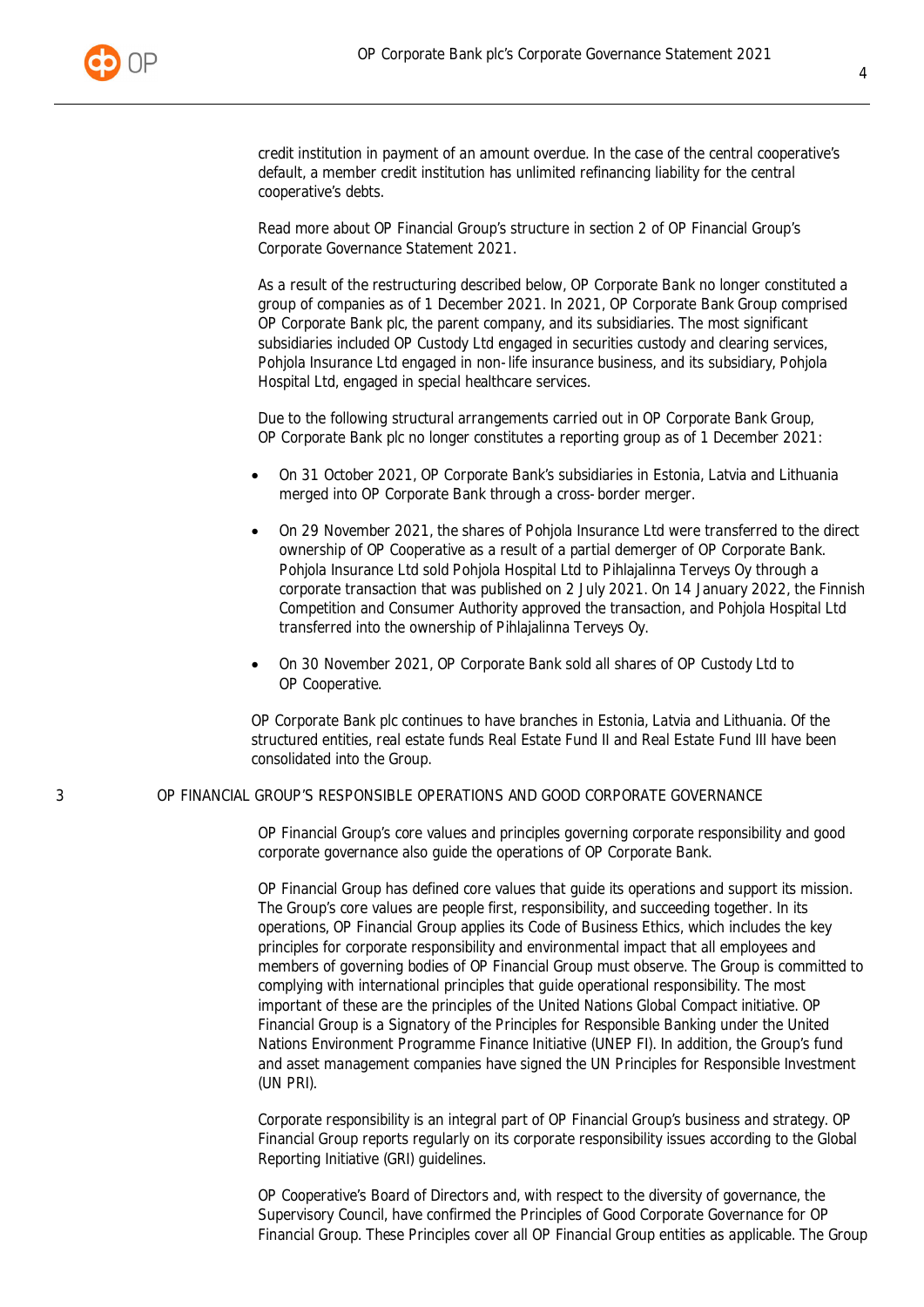credit institution in payment of an amount overdue. In the case of the central cooperative's default, a member credit institution has unlimited refinancing liability for the central cooperative's debts.

Read more about OP Financial Group's structure in section 2 of OP Financial Group's Corporate Governance Statement 2021.

As a result of the restructuring described below, OP Corporate Bank no longer constituted a group of companies as of 1 December 2021. In 2021, OP Corporate Bank Group comprised OP Corporate Bank plc, the parent company, and its subsidiaries. The most significant subsidiaries included OP Custody Ltd engaged in securities custody and clearing services, Pohjola Insurance Ltd engaged in non-life insurance business, and its subsidiary, Pohjola Hospital Ltd, engaged in special healthcare services.

Due to the following structural arrangements carried out in OP Corporate Bank Group, OP Corporate Bank plc no longer constitutes a reporting group as of 1 December 2021:

- On 31 October 2021, OP Corporate Bank's subsidiaries in Estonia, Latvia and Lithuania merged into OP Corporate Bank through a cross-border merger.
- On 29 November 2021, the shares of Pohjola Insurance Ltd were transferred to the direct ownership of OP Cooperative as a result of a partial demerger of OP Corporate Bank. Pohjola Insurance Ltd sold Pohjola Hospital Ltd to Pihlajalinna Terveys Oy through a corporate transaction that was published on 2 July 2021. On 14 January 2022, the Finnish Competition and Consumer Authority approved the transaction, and Pohjola Hospital Ltd transferred into the ownership of Pihlajalinna Terveys Oy.
- On 30 November 2021, OP Corporate Bank sold all shares of OP Custody Ltd to OP Cooperative.

OP Corporate Bank plc continues to have branches in Estonia, Latvia and Lithuania. Of the structured entities, real estate funds Real Estate Fund II and Real Estate Fund III have been consolidated into the Group.

## 3 OP FINANCIAL GROUP'S RESPONSIBLE OPERATIONS AND GOOD CORPORATE GOVERNANCE

OP Financial Group's core values and principles governing corporate responsibility and good corporate governance also guide the operations of OP Corporate Bank.

OP Financial Group has defined core values that guide its operations and support its mission. The Group's core values are people first, responsibility, and succeeding together. In its operations, OP Financial Group applies its Code of Business Ethics, which includes the key principles for corporate responsibility and environmental impact that all employees and members of governing bodies of OP Financial Group must observe. The Group is committed to complying with international principles that guide operational responsibility. The most important of these are the principles of the United Nations Global Compact initiative. OP Financial Group is a Signatory of the Principles for Responsible Banking under the United Nations Environment Programme Finance Initiative (UNEP FI). In addition, the Group's fund and asset management companies have signed the UN Principles for Responsible Investment (UN PRI).

Corporate responsibility is an integral part of OP Financial Group's business and strategy. OP Financial Group reports regularly on its corporate responsibility issues according to the Global Reporting Initiative (GRI) guidelines.

OP Cooperative's Board of Directors and, with respect to the diversity of governance, the Supervisory Council, have confirmed the Principles of Good Corporate Governance for OP Financial Group. These Principles cover all OP Financial Group entities as applicable. The Group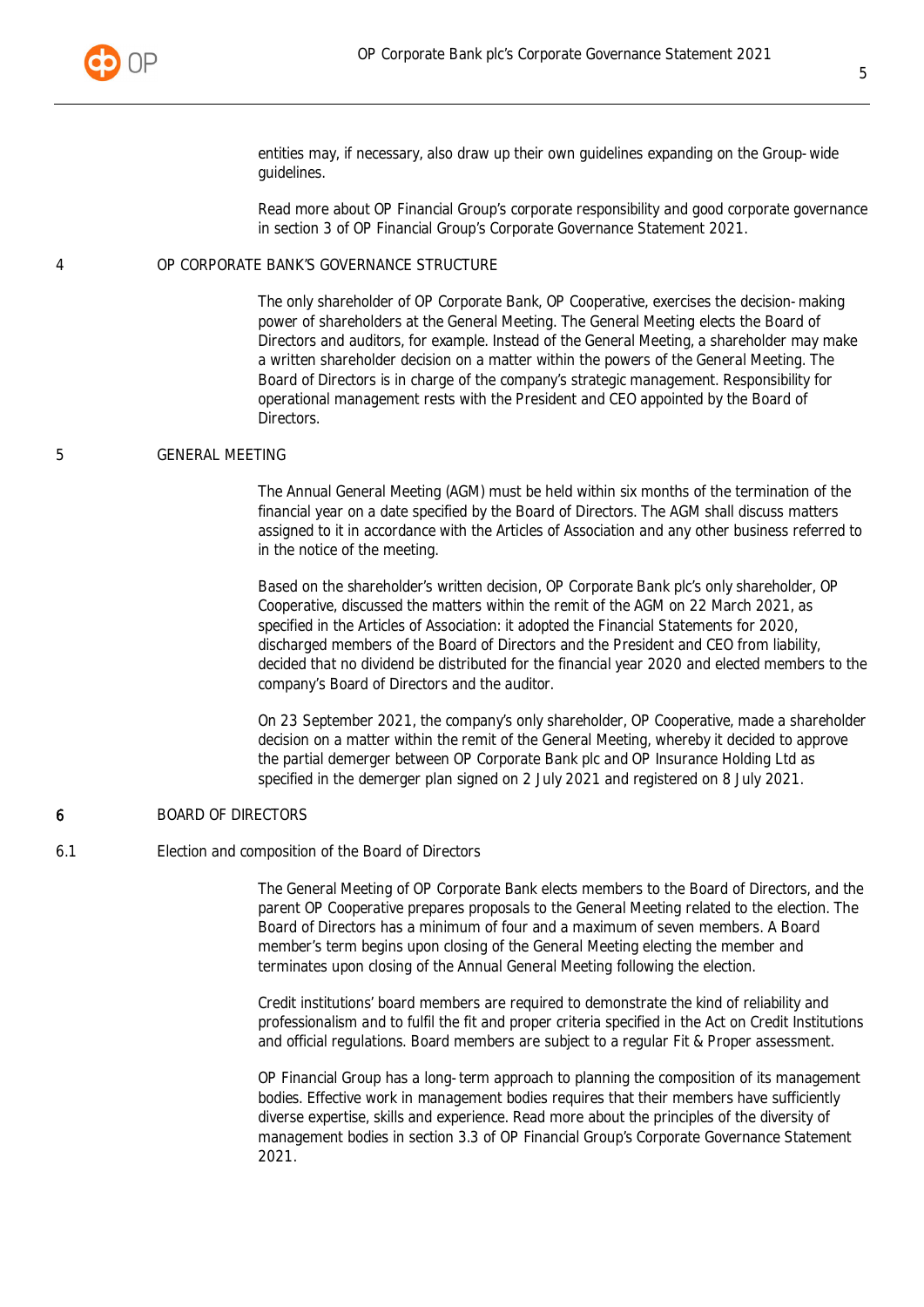entities may, if necessary, also draw up their own guidelines expanding on the Group-wide guidelines.

Read more about OP Financial Group's corporate responsibility and good corporate governance in section 3 of OP Financial Group's Corporate Governance Statement 2021.

## 4 OP CORPORATE BANK'S GOVERNANCE STRUCTURE

The only shareholder of OP Corporate Bank, OP Cooperative, exercises the decision-making power of shareholders at the General Meeting. The General Meeting elects the Board of Directors and auditors, for example. Instead of the General Meeting, a shareholder may make a written shareholder decision on a matter within the powers of the General Meeting. The Board of Directors is in charge of the company's strategic management. Responsibility for operational management rests with the President and CEO appointed by the Board of Directors.

## 5 GENERAL MEETING

The Annual General Meeting (AGM) must be held within six months of the termination of the financial year on a date specified by the Board of Directors. The AGM shall discuss matters assigned to it in accordance with the Articles of Association and any other business referred to in the notice of the meeting.

Based on the shareholder's written decision, OP Corporate Bank plc's only shareholder, OP Cooperative, discussed the matters within the remit of the AGM on 22 March 2021, as specified in the Articles of Association: it adopted the Financial Statements for 2020, discharged members of the Board of Directors and the President and CEO from liability, decided that no dividend be distributed for the financial year 2020 and elected members to the company's Board of Directors and the auditor.

On 23 September 2021, the company's only shareholder, OP Cooperative, made a shareholder decision on a matter within the remit of the General Meeting, whereby it decided to approve the partial demerger between OP Corporate Bank plc and OP Insurance Holding Ltd as specified in the demerger plan signed on 2 July 2021 and registered on 8 July 2021.

## 6 BOARD OF DIRECTORS

### 6.1 Election and composition of the Board of Directors

The General Meeting of OP Corporate Bank elects members to the Board of Directors, and the parent OP Cooperative prepares proposals to the General Meeting related to the election. The Board of Directors has a minimum of four and a maximum of seven members. A Board member's term begins upon closing of the General Meeting electing the member and terminates upon closing of the Annual General Meeting following the election.

Credit institutions' board members are required to demonstrate the kind of reliability and professionalism and to fulfil the fit and proper criteria specified in the Act on Credit Institutions and official regulations. Board members are subject to a regular Fit & Proper assessment.

OP Financial Group has a long-term approach to planning the composition of its management bodies. Effective work in management bodies requires that their members have sufficiently diverse expertise, skills and experience. Read more about the principles of the diversity of management bodies in section 3.3 of OP Financial Group's Corporate Governance Statement 2021.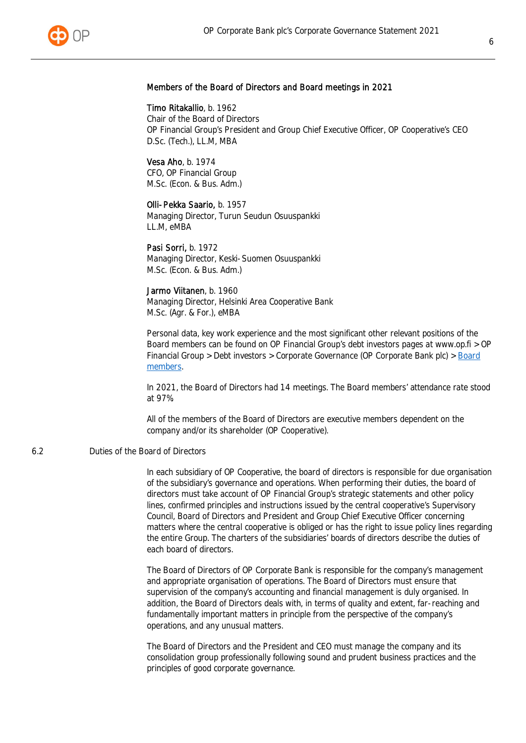### Members of the Board of Directors and Board meetings in 2021

**Timo Ritakallio**, b. 1962
Chair of the Board of Directors
OP Financial Group's President and Group Chief Executive Officer, OP Cooperative's CEO
D.Sc. (Tech.), LL.M, MBA

**Vesa Aho**, b. 1974
CFO, OP Financial Group
M.Sc. (Econ. & Bus. Adm.)

**Olli-Pekka Saario,** b. 1957
Managing Director, Turun Seudun Osuuspankki
LL.M, eMBA

**Pasi Sorri,** b. 1972
Managing Director, Keski-Suomen Osuuspankki
M.Sc. (Econ. & Bus. Adm.)

**Jarmo Viitanen**, b. 1960
Managing Director, Helsinki Area Cooperative Bank
M.Sc. (Agr. & For.), eMBA

Personal data, key work experience and the most significant other relevant positions of the Board members can be found on OP Financial Group's debt investors pages at www.op.fi > OP Financial Group > Debt investors > Corporate Governance (OP Corporate Bank plc) > Board members.

In 2021, the Board of Directors had 14 meetings. The Board members' attendance rate stood at 97%.

All of the members of the Board of Directors are executive members dependent on the company and/or its shareholder (OP Cooperative).

## 6.2 Duties of the Board of Directors

In each subsidiary of OP Cooperative, the board of directors is responsible for due organisation of the subsidiary's governance and operations. When performing their duties, the board of directors must take account of OP Financial Group's strategic statements and other policy lines, confirmed principles and instructions issued by the central cooperative's Supervisory Council, Board of Directors and President and Group Chief Executive Officer concerning matters where the central cooperative is obliged or has the right to issue policy lines regarding the entire Group. The charters of the subsidiaries' boards of directors describe the duties of each board of directors.

The Board of Directors of OP Corporate Bank is responsible for the company's management and appropriate organisation of operations. The Board of Directors must ensure that supervision of the company's accounting and financial management is duly organised. In addition, the Board of Directors deals with, in terms of quality and extent, far-reaching and fundamentally important matters in principle from the perspective of the company's operations, and any unusual matters.

The Board of Directors and the President and CEO must manage the company and its consolidation group professionally following sound and prudent business practices and the principles of good corporate governance.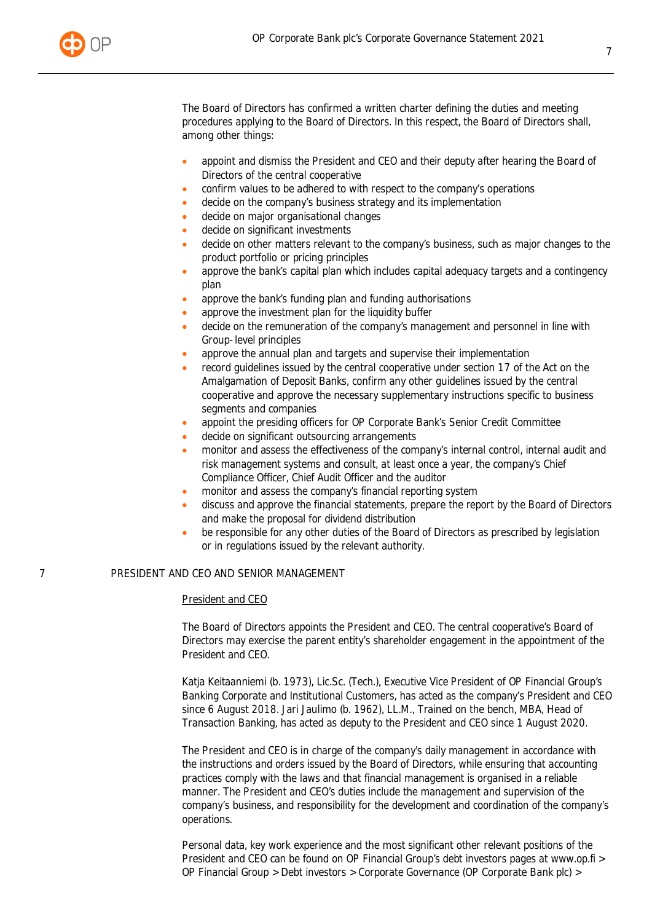The Board of Directors has confirmed a written charter defining the duties and meeting procedures applying to the Board of Directors. In this respect, the Board of Directors shall, among other things:

- appoint and dismiss the President and CEO and their deputy after hearing the Board of Directors of the central cooperative
- confirm values to be adhered to with respect to the company's operations
- decide on the company's business strategy and its implementation
- decide on major organisational changes
- decide on significant investments
- decide on other matters relevant to the company's business, such as major changes to the product portfolio or pricing principles
- approve the bank's capital plan which includes capital adequacy targets and a contingency plan
- approve the bank's funding plan and funding authorisations
- approve the investment plan for the liquidity buffer
- decide on the remuneration of the company's management and personnel in line with Group-level principles
- approve the annual plan and targets and supervise their implementation
- record guidelines issued by the central cooperative under section 17 of the Act on the Amalgamation of Deposit Banks, confirm any other guidelines issued by the central cooperative and approve the necessary supplementary instructions specific to business segments and companies
- appoint the presiding officers for OP Corporate Bank's Senior Credit Committee
- decide on significant outsourcing arrangements
- monitor and assess the effectiveness of the company's internal control, internal audit and risk management systems and consult, at least once a year, the company's Chief Compliance Officer, Chief Audit Officer and the auditor
- monitor and assess the company's financial reporting system
- discuss and approve the financial statements, prepare the report by the Board of Directors and make the proposal for dividend distribution
- be responsible for any other duties of the Board of Directors as prescribed by legislation or in regulations issued by the relevant authority.

## 7 PRESIDENT AND CEO AND SENIOR MANAGEMENT

### President and CEO

The Board of Directors appoints the President and CEO. The central cooperative's Board of Directors may exercise the parent entity's shareholder engagement in the appointment of the President and CEO.

Katja Keitaanniemi (b. 1973), Lic.Sc. (Tech.), Executive Vice President of OP Financial Group's Banking Corporate and Institutional Customers, has acted as the company's President and CEO since 6 August 2018. Jari Jaulimo (b. 1962), LL.M., Trained on the bench, MBA, Head of Transaction Banking, has acted as deputy to the President and CEO since 1 August 2020.

The President and CEO is in charge of the company's daily management in accordance with the instructions and orders issued by the Board of Directors, while ensuring that accounting practices comply with the laws and that financial management is organised in a reliable manner. The President and CEO's duties include the management and supervision of the company's business, and responsibility for the development and coordination of the company's operations.

Personal data, key work experience and the most significant other relevant positions of the President and CEO can be found on OP Financial Group's debt investors pages at www.op.fi > OP Financial Group > Debt investors > Corporate Governance (OP Corporate Bank plc) >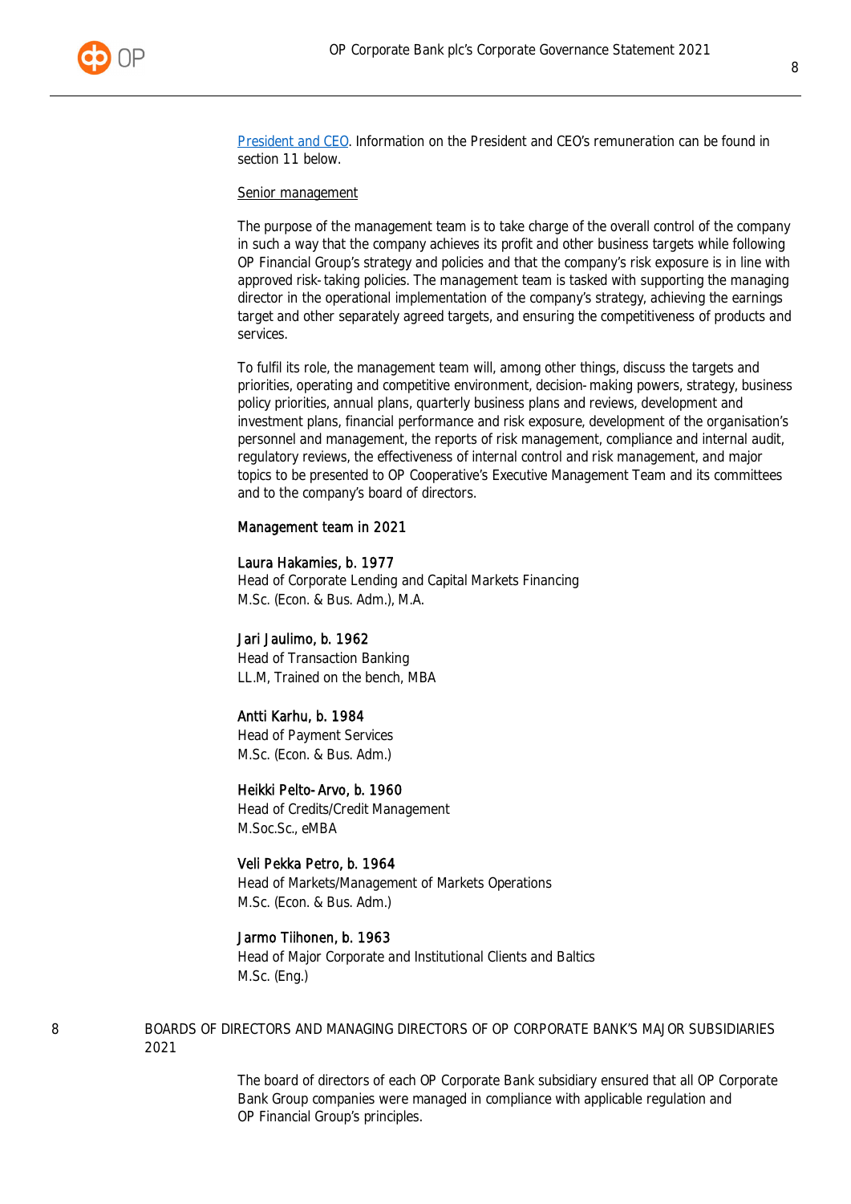[President and CEO](). Information on the President and CEO's remuneration can be found in section 11 below.

Senior management

The purpose of the management team is to take charge of the overall control of the company in such a way that the company achieves its profit and other business targets while following OP Financial Group's strategy and policies and that the company's risk exposure is in line with approved risk-taking policies. The management team is tasked with supporting the managing director in the operational implementation of the company's strategy, achieving the earnings target and other separately agreed targets, and ensuring the competitiveness of products and services.

To fulfil its role, the management team will, among other things, discuss the targets and priorities, operating and competitive environment, decision-making powers, strategy, business policy priorities, annual plans, quarterly business plans and reviews, development and investment plans, financial performance and risk exposure, development of the organisation's personnel and management, the reports of risk management, compliance and internal audit, regulatory reviews, the effectiveness of internal control and risk management, and major topics to be presented to OP Cooperative's Executive Management Team and its committees and to the company's board of directors.

Management team in 2021

Laura Hakamies, b. 1977
Head of Corporate Lending and Capital Markets Financing
M.Sc. (Econ. & Bus. Adm.), M.A.

Jari Jaulimo, b. 1962
Head of Transaction Banking
LL.M, Trained on the bench, MBA

Antti Karhu, b. 1984
Head of Payment Services
M.Sc. (Econ. & Bus. Adm.)

Heikki Pelto-Arvo, b. 1960
Head of Credits/Credit Management
M.Soc.Sc., eMBA

Veli Pekka Petro, b. 1964
Head of Markets/Management of Markets Operations
M.Sc. (Econ. & Bus. Adm.)

Jarmo Tiihonen, b. 1963
Head of Major Corporate and Institutional Clients and Baltics
M.Sc. (Eng.)

## 8 BOARDS OF DIRECTORS AND MANAGING DIRECTORS OF OP CORPORATE BANK'S MAJOR SUBSIDIARIES 2021

The board of directors of each OP Corporate Bank subsidiary ensured that all OP Corporate Bank Group companies were managed in compliance with applicable regulation and OP Financial Group's principles.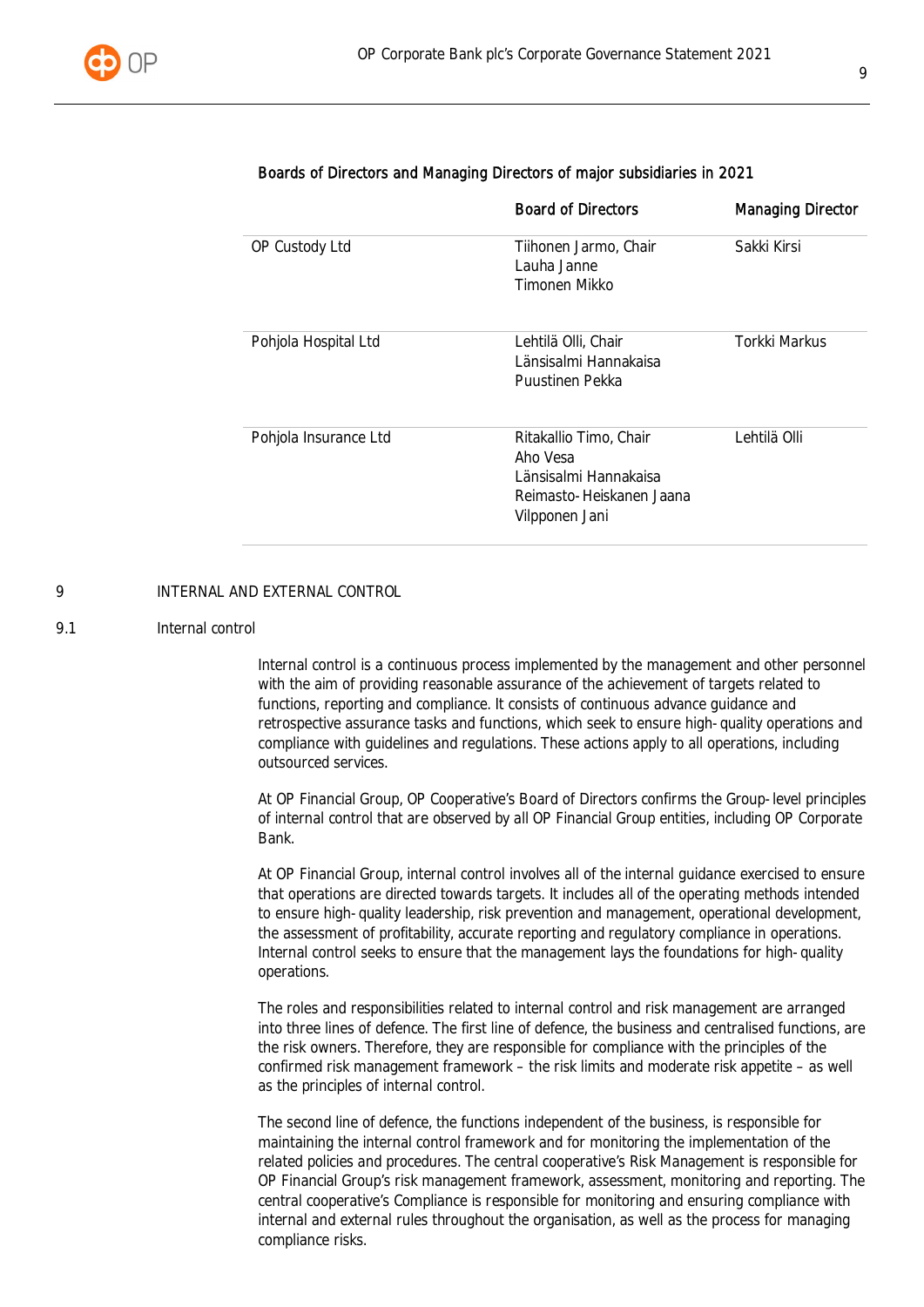Boards of Directors and Managing Directors of major subsidiaries in 2021

| | Board of Directors | Managing Director |
|---|---|---|
| OP Custody Ltd | Tiihonen Jarmo, Chair<br>Lauha Janne<br>Timonen Mikko | Sakki Kirsi |
| Pohjola Hospital Ltd | Lehtilä Olli, Chair<br>Länsisalmi Hannakaisa<br>Puustinen Pekka | Torkki Markus |
| Pohjola Insurance Ltd | Ritakallio Timo, Chair<br>Aho Vesa<br>Länsisalmi Hannakaisa<br>Reimasto-Heiskanen Jaana<br>Vilpponen Jani | Lehtilä Olli |

# 9 INTERNAL AND EXTERNAL CONTROL

## 9.1 Internal control

Internal control is a continuous process implemented by the management and other personnel with the aim of providing reasonable assurance of the achievement of targets related to functions, reporting and compliance. It consists of continuous advance guidance and retrospective assurance tasks and functions, which seek to ensure high-quality operations and compliance with guidelines and regulations. These actions apply to all operations, including outsourced services.

At OP Financial Group, OP Cooperative's Board of Directors confirms the Group-level principles of internal control that are observed by all OP Financial Group entities, including OP Corporate Bank.

At OP Financial Group, internal control involves all of the internal guidance exercised to ensure that operations are directed towards targets. It includes all of the operating methods intended to ensure high-quality leadership, risk prevention and management, operational development, the assessment of profitability, accurate reporting and regulatory compliance in operations. Internal control seeks to ensure that the management lays the foundations for high-quality operations.

The roles and responsibilities related to internal control and risk management are arranged into three lines of defence. The first line of defence, the business and centralised functions, are the risk owners. Therefore, they are responsible for compliance with the principles of the confirmed risk management framework – the risk limits and moderate risk appetite – as well as the principles of internal control.

The second line of defence, the functions independent of the business, is responsible for maintaining the internal control framework and for monitoring the implementation of the related policies and procedures. The central cooperative's Risk Management is responsible for OP Financial Group's risk management framework, assessment, monitoring and reporting. The central cooperative's Compliance is responsible for monitoring and ensuring compliance with internal and external rules throughout the organisation, as well as the process for managing compliance risks.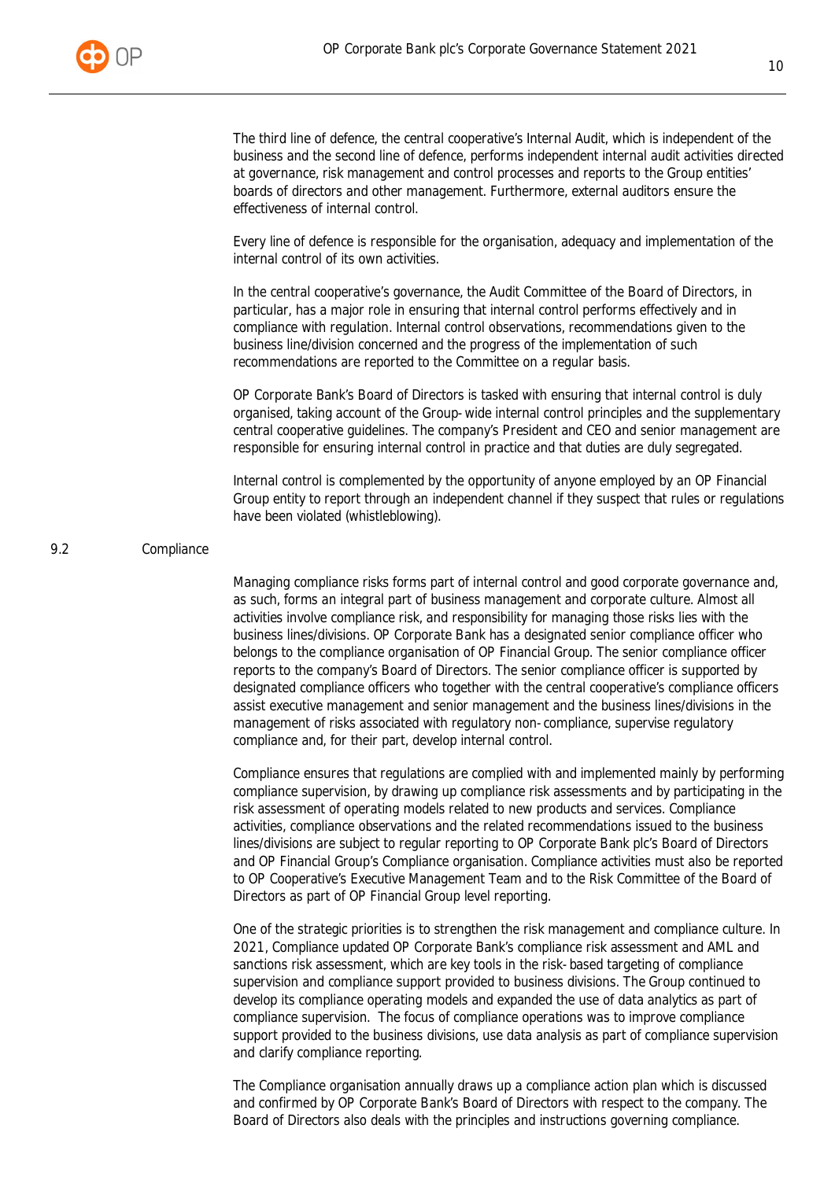The third line of defence, the central cooperative's Internal Audit, which is independent of the business and the second line of defence, performs independent internal audit activities directed at governance, risk management and control processes and reports to the Group entities' boards of directors and other management. Furthermore, external auditors ensure the effectiveness of internal control.

Every line of defence is responsible for the organisation, adequacy and implementation of the internal control of its own activities.

In the central cooperative's governance, the Audit Committee of the Board of Directors, in particular, has a major role in ensuring that internal control performs effectively and in compliance with regulation. Internal control observations, recommendations given to the business line/division concerned and the progress of the implementation of such recommendations are reported to the Committee on a regular basis.

OP Corporate Bank's Board of Directors is tasked with ensuring that internal control is duly organised, taking account of the Group-wide internal control principles and the supplementary central cooperative guidelines. The company's President and CEO and senior management are responsible for ensuring internal control in practice and that duties are duly segregated.

Internal control is complemented by the opportunity of anyone employed by an OP Financial Group entity to report through an independent channel if they suspect that rules or regulations have been violated (whistleblowing).

## 9.2 Compliance

Managing compliance risks forms part of internal control and good corporate governance and, as such, forms an integral part of business management and corporate culture. Almost all activities involve compliance risk, and responsibility for managing those risks lies with the business lines/divisions. OP Corporate Bank has a designated senior compliance officer who belongs to the compliance organisation of OP Financial Group. The senior compliance officer reports to the company's Board of Directors. The senior compliance officer is supported by designated compliance officers who together with the central cooperative's compliance officers assist executive management and senior management and the business lines/divisions in the management of risks associated with regulatory non-compliance, supervise regulatory compliance and, for their part, develop internal control.

Compliance ensures that regulations are complied with and implemented mainly by performing compliance supervision, by drawing up compliance risk assessments and by participating in the risk assessment of operating models related to new products and services. Compliance activities, compliance observations and the related recommendations issued to the business lines/divisions are subject to regular reporting to OP Corporate Bank plc's Board of Directors and OP Financial Group's Compliance organisation. Compliance activities must also be reported to OP Cooperative's Executive Management Team and to the Risk Committee of the Board of Directors as part of OP Financial Group level reporting.

One of the strategic priorities is to strengthen the risk management and compliance culture. In 2021, Compliance updated OP Corporate Bank's compliance risk assessment and AML and sanctions risk assessment, which are key tools in the risk-based targeting of compliance supervision and compliance support provided to business divisions. The Group continued to develop its compliance operating models and expanded the use of data analytics as part of compliance supervision. The focus of compliance operations was to improve compliance support provided to the business divisions, use data analysis as part of compliance supervision and clarify compliance reporting.

The Compliance organisation annually draws up a compliance action plan which is discussed and confirmed by OP Corporate Bank's Board of Directors with respect to the company. The Board of Directors also deals with the principles and instructions governing compliance.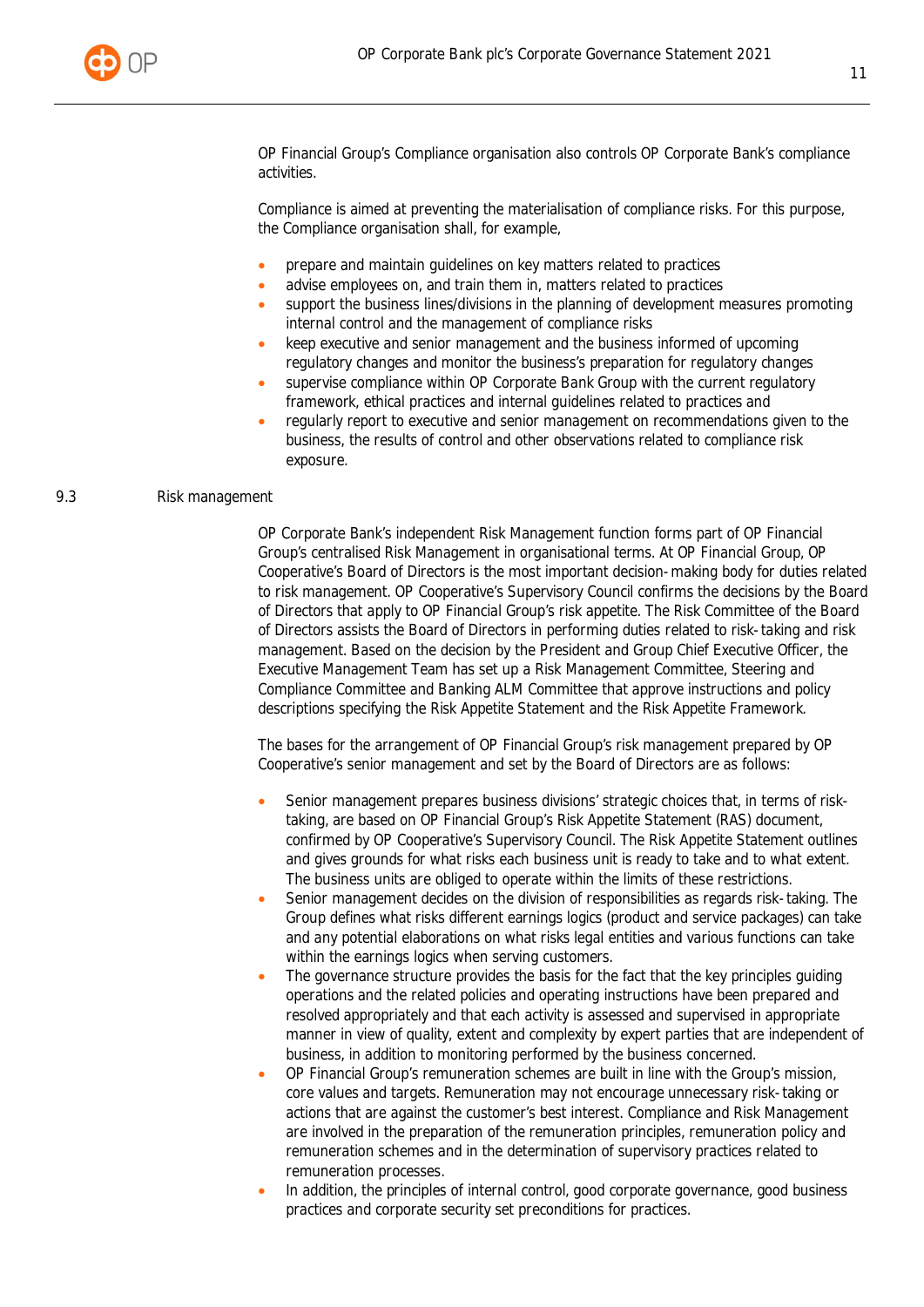OP Financial Group's Compliance organisation also controls OP Corporate Bank's compliance activities.

Compliance is aimed at preventing the materialisation of compliance risks. For this purpose, the Compliance organisation shall, for example,

- prepare and maintain guidelines on key matters related to practices
- advise employees on, and train them in, matters related to practices
- support the business lines/divisions in the planning of development measures promoting internal control and the management of compliance risks
- keep executive and senior management and the business informed of upcoming regulatory changes and monitor the business's preparation for regulatory changes
- supervise compliance within OP Corporate Bank Group with the current regulatory framework, ethical practices and internal guidelines related to practices and
- regularly report to executive and senior management on recommendations given to the business, the results of control and other observations related to compliance risk exposure.

## 9.3 Risk management

OP Corporate Bank's independent Risk Management function forms part of OP Financial Group's centralised Risk Management in organisational terms. At OP Financial Group, OP Cooperative's Board of Directors is the most important decision-making body for duties related to risk management. OP Cooperative's Supervisory Council confirms the decisions by the Board of Directors that apply to OP Financial Group's risk appetite. The Risk Committee of the Board of Directors assists the Board of Directors in performing duties related to risk-taking and risk management. Based on the decision by the President and Group Chief Executive Officer, the Executive Management Team has set up a Risk Management Committee, Steering and Compliance Committee and Banking ALM Committee that approve instructions and policy descriptions specifying the Risk Appetite Statement and the Risk Appetite Framework.

The bases for the arrangement of OP Financial Group's risk management prepared by OP Cooperative's senior management and set by the Board of Directors are as follows:

- Senior management prepares business divisions' strategic choices that, in terms of risk-taking, are based on OP Financial Group's Risk Appetite Statement (RAS) document, confirmed by OP Cooperative's Supervisory Council. The Risk Appetite Statement outlines and gives grounds for what risks each business unit is ready to take and to what extent. The business units are obliged to operate within the limits of these restrictions.
- Senior management decides on the division of responsibilities as regards risk-taking. The Group defines what risks different earnings logics (product and service packages) can take and any potential elaborations on what risks legal entities and various functions can take within the earnings logics when serving customers.
- The governance structure provides the basis for the fact that the key principles guiding operations and the related policies and operating instructions have been prepared and resolved appropriately and that each activity is assessed and supervised in appropriate manner in view of quality, extent and complexity by expert parties that are independent of business, in addition to monitoring performed by the business concerned.
- OP Financial Group's remuneration schemes are built in line with the Group's mission, core values and targets. Remuneration may not encourage unnecessary risk-taking or actions that are against the customer's best interest. Compliance and Risk Management are involved in the preparation of the remuneration principles, remuneration policy and remuneration schemes and in the determination of supervisory practices related to remuneration processes.
- In addition, the principles of internal control, good corporate governance, good business practices and corporate security set preconditions for practices.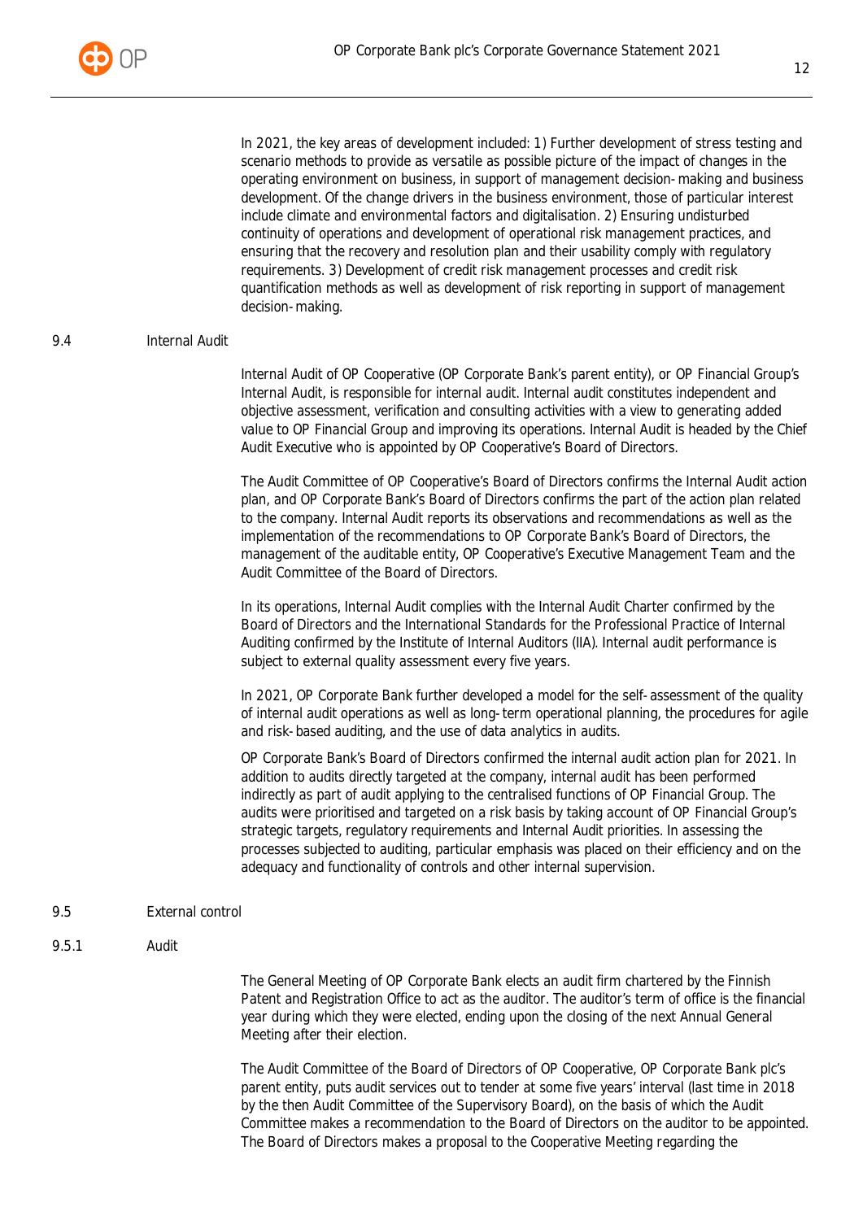In 2021, the key areas of development included: 1) Further development of stress testing and scenario methods to provide as versatile as possible picture of the impact of changes in the operating environment on business, in support of management decision-making and business development. Of the change drivers in the business environment, those of particular interest include climate and environmental factors and digitalisation. 2) Ensuring undisturbed continuity of operations and development of operational risk management practices, and ensuring that the recovery and resolution plan and their usability comply with regulatory requirements. 3) Development of credit risk management processes and credit risk quantification methods as well as development of risk reporting in support of management decision-making.

## 9.4 Internal Audit

Internal Audit of OP Cooperative (OP Corporate Bank's parent entity), or OP Financial Group's Internal Audit, is responsible for internal audit. Internal audit constitutes independent and objective assessment, verification and consulting activities with a view to generating added value to OP Financial Group and improving its operations. Internal Audit is headed by the Chief Audit Executive who is appointed by OP Cooperative's Board of Directors.

The Audit Committee of OP Cooperative's Board of Directors confirms the Internal Audit action plan, and OP Corporate Bank's Board of Directors confirms the part of the action plan related to the company. Internal Audit reports its observations and recommendations as well as the implementation of the recommendations to OP Corporate Bank's Board of Directors, the management of the auditable entity, OP Cooperative's Executive Management Team and the Audit Committee of the Board of Directors.

In its operations, Internal Audit complies with the Internal Audit Charter confirmed by the Board of Directors and the International Standards for the Professional Practice of Internal Auditing confirmed by the Institute of Internal Auditors (IIA). Internal audit performance is subject to external quality assessment every five years.

In 2021, OP Corporate Bank further developed a model for the self-assessment of the quality of internal audit operations as well as long-term operational planning, the procedures for agile and risk-based auditing, and the use of data analytics in audits.

OP Corporate Bank's Board of Directors confirmed the internal audit action plan for 2021. In addition to audits directly targeted at the company, internal audit has been performed indirectly as part of audit applying to the centralised functions of OP Financial Group. The audits were prioritised and targeted on a risk basis by taking account of OP Financial Group's strategic targets, regulatory requirements and Internal Audit priorities. In assessing the processes subjected to auditing, particular emphasis was placed on their efficiency and on the adequacy and functionality of controls and other internal supervision.

## 9.5 External control

### 9.5.1 Audit

The General Meeting of OP Corporate Bank elects an audit firm chartered by the Finnish Patent and Registration Office to act as the auditor. The auditor's term of office is the financial year during which they were elected, ending upon the closing of the next Annual General Meeting after their election.

The Audit Committee of the Board of Directors of OP Cooperative, OP Corporate Bank plc's parent entity, puts audit services out to tender at some five years' interval (last time in 2018 by the then Audit Committee of the Supervisory Board), on the basis of which the Audit Committee makes a recommendation to the Board of Directors on the auditor to be appointed. The Board of Directors makes a proposal to the Cooperative Meeting regarding the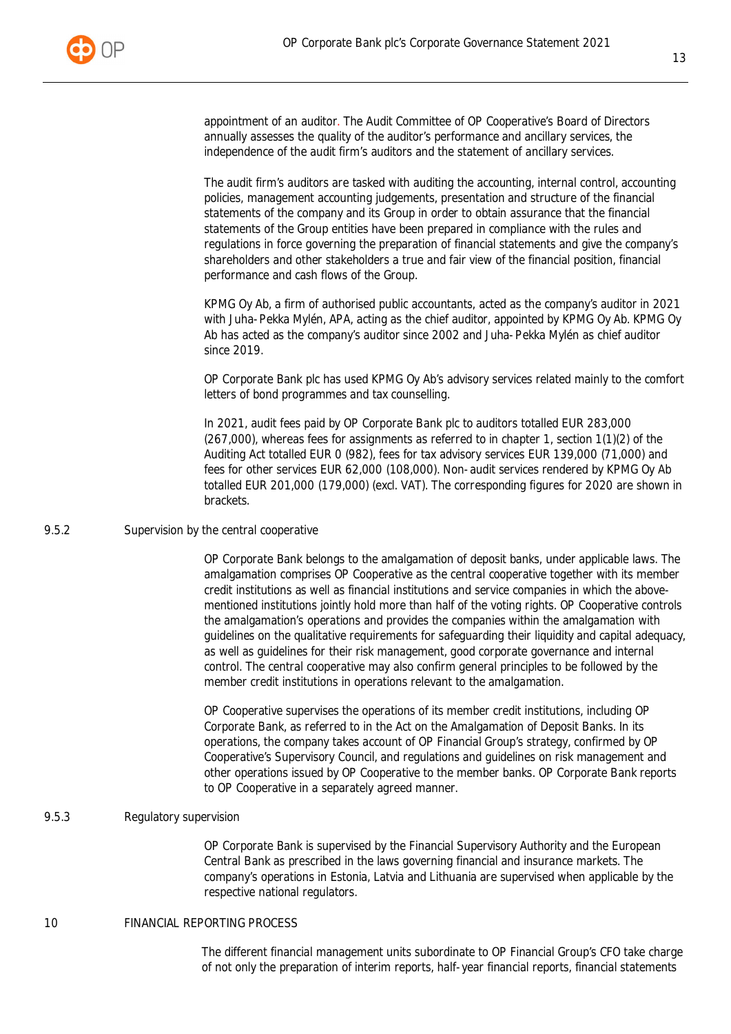appointment of an auditor. The Audit Committee of OP Cooperative's Board of Directors annually assesses the quality of the auditor's performance and ancillary services, the independence of the audit firm's auditors and the statement of ancillary services.

The audit firm's auditors are tasked with auditing the accounting, internal control, accounting policies, management accounting judgements, presentation and structure of the financial statements of the company and its Group in order to obtain assurance that the financial statements of the Group entities have been prepared in compliance with the rules and regulations in force governing the preparation of financial statements and give the company's shareholders and other stakeholders a true and fair view of the financial position, financial performance and cash flows of the Group.

KPMG Oy Ab, a firm of authorised public accountants, acted as the company's auditor in 2021 with Juha-Pekka Mylén, APA, acting as the chief auditor, appointed by KPMG Oy Ab. KPMG Oy Ab has acted as the company's auditor since 2002 and Juha-Pekka Mylén as chief auditor since 2019.

OP Corporate Bank plc has used KPMG Oy Ab's advisory services related mainly to the comfort letters of bond programmes and tax counselling.

In 2021, audit fees paid by OP Corporate Bank plc to auditors totalled EUR 283,000 (267,000), whereas fees for assignments as referred to in chapter 1, section 1(1)(2) of the Auditing Act totalled EUR 0 (982), fees for tax advisory services EUR 139,000 (71,000) and fees for other services EUR 62,000 (108,000). Non-audit services rendered by KPMG Oy Ab totalled EUR 201,000 (179,000) (excl. VAT). The corresponding figures for 2020 are shown in brackets.

### 9.5.2 Supervision by the central cooperative

OP Corporate Bank belongs to the amalgamation of deposit banks, under applicable laws. The amalgamation comprises OP Cooperative as the central cooperative together with its member credit institutions as well as financial institutions and service companies in which the above-mentioned institutions jointly hold more than half of the voting rights. OP Cooperative controls the amalgamation's operations and provides the companies within the amalgamation with guidelines on the qualitative requirements for safeguarding their liquidity and capital adequacy, as well as guidelines for their risk management, good corporate governance and internal control. The central cooperative may also confirm general principles to be followed by the member credit institutions in operations relevant to the amalgamation.

OP Cooperative supervises the operations of its member credit institutions, including OP Corporate Bank, as referred to in the Act on the Amalgamation of Deposit Banks. In its operations, the company takes account of OP Financial Group's strategy, confirmed by OP Cooperative's Supervisory Council, and regulations and guidelines on risk management and other operations issued by OP Cooperative to the member banks. OP Corporate Bank reports to OP Cooperative in a separately agreed manner.

### 9.5.3 Regulatory supervision

OP Corporate Bank is supervised by the Financial Supervisory Authority and the European Central Bank as prescribed in the laws governing financial and insurance markets. The company's operations in Estonia, Latvia and Lithuania are supervised when applicable by the respective national regulators.

## 10 FINANCIAL REPORTING PROCESS

The different financial management units subordinate to OP Financial Group's CFO take charge of not only the preparation of interim reports, half-year financial reports, financial statements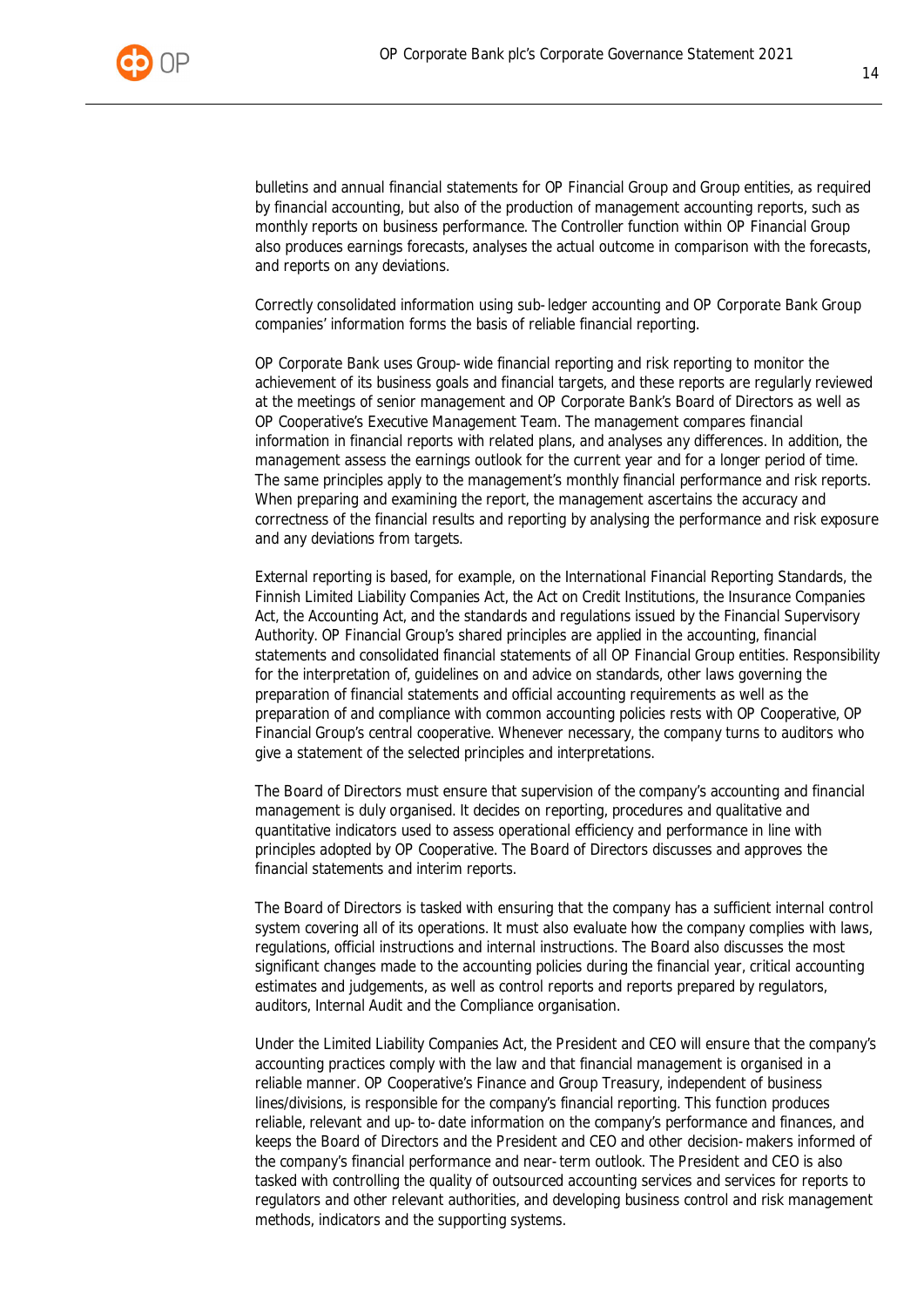bulletins and annual financial statements for OP Financial Group and Group entities, as required by financial accounting, but also of the production of management accounting reports, such as monthly reports on business performance. The Controller function within OP Financial Group also produces earnings forecasts, analyses the actual outcome in comparison with the forecasts, and reports on any deviations.

Correctly consolidated information using sub-ledger accounting and OP Corporate Bank Group companies' information forms the basis of reliable financial reporting.

OP Corporate Bank uses Group-wide financial reporting and risk reporting to monitor the achievement of its business goals and financial targets, and these reports are regularly reviewed at the meetings of senior management and OP Corporate Bank's Board of Directors as well as OP Cooperative's Executive Management Team. The management compares financial information in financial reports with related plans, and analyses any differences. In addition, the management assess the earnings outlook for the current year and for a longer period of time. The same principles apply to the management's monthly financial performance and risk reports. When preparing and examining the report, the management ascertains the accuracy and correctness of the financial results and reporting by analysing the performance and risk exposure and any deviations from targets.

External reporting is based, for example, on the International Financial Reporting Standards, the Finnish Limited Liability Companies Act, the Act on Credit Institutions, the Insurance Companies Act, the Accounting Act, and the standards and regulations issued by the Financial Supervisory Authority. OP Financial Group's shared principles are applied in the accounting, financial statements and consolidated financial statements of all OP Financial Group entities. Responsibility for the interpretation of, guidelines on and advice on standards, other laws governing the preparation of financial statements and official accounting requirements as well as the preparation of and compliance with common accounting policies rests with OP Cooperative, OP Financial Group's central cooperative. Whenever necessary, the company turns to auditors who give a statement of the selected principles and interpretations.

The Board of Directors must ensure that supervision of the company's accounting and financial management is duly organised. It decides on reporting, procedures and qualitative and quantitative indicators used to assess operational efficiency and performance in line with principles adopted by OP Cooperative. The Board of Directors discusses and approves the financial statements and interim reports.

The Board of Directors is tasked with ensuring that the company has a sufficient internal control system covering all of its operations. It must also evaluate how the company complies with laws, regulations, official instructions and internal instructions. The Board also discusses the most significant changes made to the accounting policies during the financial year, critical accounting estimates and judgements, as well as control reports and reports prepared by regulators, auditors, Internal Audit and the Compliance organisation.

Under the Limited Liability Companies Act, the President and CEO will ensure that the company's accounting practices comply with the law and that financial management is organised in a reliable manner. OP Cooperative's Finance and Group Treasury, independent of business lines/divisions, is responsible for the company's financial reporting. This function produces reliable, relevant and up-to-date information on the company's performance and finances, and keeps the Board of Directors and the President and CEO and other decision-makers informed of the company's financial performance and near-term outlook. The President and CEO is also tasked with controlling the quality of outsourced accounting services and services for reports to regulators and other relevant authorities, and developing business control and risk management methods, indicators and the supporting systems.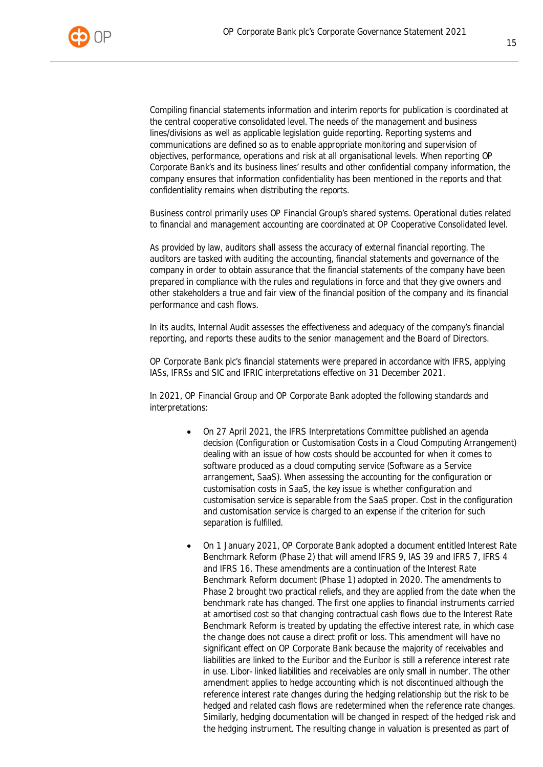Compiling financial statements information and interim reports for publication is coordinated at the central cooperative consolidated level. The needs of the management and business lines/divisions as well as applicable legislation guide reporting. Reporting systems and communications are defined so as to enable appropriate monitoring and supervision of objectives, performance, operations and risk at all organisational levels. When reporting OP Corporate Bank's and its business lines' results and other confidential company information, the company ensures that information confidentiality has been mentioned in the reports and that confidentiality remains when distributing the reports.

Business control primarily uses OP Financial Group's shared systems. Operational duties related to financial and management accounting are coordinated at OP Cooperative Consolidated level.

As provided by law, auditors shall assess the accuracy of external financial reporting. The auditors are tasked with auditing the accounting, financial statements and governance of the company in order to obtain assurance that the financial statements of the company have been prepared in compliance with the rules and regulations in force and that they give owners and other stakeholders a true and fair view of the financial position of the company and its financial performance and cash flows.

In its audits, Internal Audit assesses the effectiveness and adequacy of the company's financial reporting, and reports these audits to the senior management and the Board of Directors.

OP Corporate Bank plc's financial statements were prepared in accordance with IFRS, applying IASs, IFRSs and SIC and IFRIC interpretations effective on 31 December 2021.

In 2021, OP Financial Group and OP Corporate Bank adopted the following standards and interpretations:

- On 27 April 2021, the IFRS Interpretations Committee published an agenda decision (Configuration or Customisation Costs in a Cloud Computing Arrangement) dealing with an issue of how costs should be accounted for when it comes to software produced as a cloud computing service (Software as a Service arrangement, SaaS). When assessing the accounting for the configuration or customisation costs in SaaS, the key issue is whether configuration and customisation service is separable from the SaaS proper. Cost in the configuration and customisation service is charged to an expense if the criterion for such separation is fulfilled.

- On 1 January 2021, OP Corporate Bank adopted a document entitled Interest Rate Benchmark Reform (Phase 2) that will amend IFRS 9, IAS 39 and IFRS 7, IFRS 4 and IFRS 16. These amendments are a continuation of the Interest Rate Benchmark Reform document (Phase 1) adopted in 2020. The amendments to Phase 2 brought two practical reliefs, and they are applied from the date when the benchmark rate has changed. The first one applies to financial instruments carried at amortised cost so that changing contractual cash flows due to the Interest Rate Benchmark Reform is treated by updating the effective interest rate, in which case the change does not cause a direct profit or loss. This amendment will have no significant effect on OP Corporate Bank because the majority of receivables and liabilities are linked to the Euribor and the Euribor is still a reference interest rate in use. Libor-linked liabilities and receivables are only small in number. The other amendment applies to hedge accounting which is not discontinued although the reference interest rate changes during the hedging relationship but the risk to be hedged and related cash flows are redetermined when the reference rate changes. Similarly, hedging documentation will be changed in respect of the hedged risk and the hedging instrument. The resulting change in valuation is presented as part of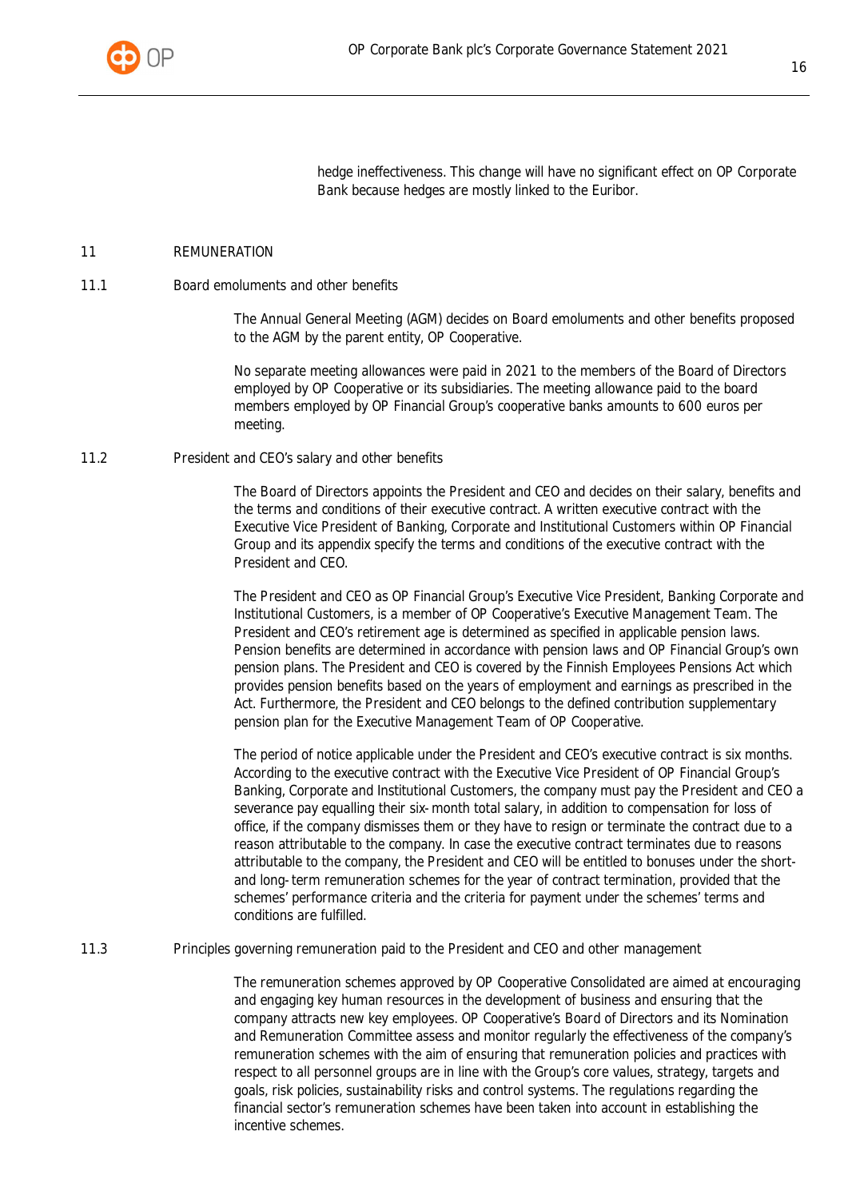hedge ineffectiveness. This change will have no significant effect on OP Corporate Bank because hedges are mostly linked to the Euribor.

# 11 REMUNERATION

## 11.1 Board emoluments and other benefits

The Annual General Meeting (AGM) decides on Board emoluments and other benefits proposed to the AGM by the parent entity, OP Cooperative.

No separate meeting allowances were paid in 2021 to the members of the Board of Directors employed by OP Cooperative or its subsidiaries. The meeting allowance paid to the board members employed by OP Financial Group's cooperative banks amounts to 600 euros per meeting.

## 11.2 President and CEO's salary and other benefits

The Board of Directors appoints the President and CEO and decides on their salary, benefits and the terms and conditions of their executive contract. A written executive contract with the Executive Vice President of Banking, Corporate and Institutional Customers within OP Financial Group and its appendix specify the terms and conditions of the executive contract with the President and CEO.

The President and CEO as OP Financial Group's Executive Vice President, Banking Corporate and Institutional Customers, is a member of OP Cooperative's Executive Management Team. The President and CEO's retirement age is determined as specified in applicable pension laws. Pension benefits are determined in accordance with pension laws and OP Financial Group's own pension plans. The President and CEO is covered by the Finnish Employees Pensions Act which provides pension benefits based on the years of employment and earnings as prescribed in the Act. Furthermore, the President and CEO belongs to the defined contribution supplementary pension plan for the Executive Management Team of OP Cooperative.

The period of notice applicable under the President and CEO's executive contract is six months. According to the executive contract with the Executive Vice President of OP Financial Group's Banking, Corporate and Institutional Customers, the company must pay the President and CEO a severance pay equalling their six-month total salary, in addition to compensation for loss of office, if the company dismisses them or they have to resign or terminate the contract due to a reason attributable to the company. In case the executive contract terminates due to reasons attributable to the company, the President and CEO will be entitled to bonuses under the short- and long-term remuneration schemes for the year of contract termination, provided that the schemes' performance criteria and the criteria for payment under the schemes' terms and conditions are fulfilled.

## 11.3 Principles governing remuneration paid to the President and CEO and other management

The remuneration schemes approved by OP Cooperative Consolidated are aimed at encouraging and engaging key human resources in the development of business and ensuring that the company attracts new key employees. OP Cooperative's Board of Directors and its Nomination and Remuneration Committee assess and monitor regularly the effectiveness of the company's remuneration schemes with the aim of ensuring that remuneration policies and practices with respect to all personnel groups are in line with the Group's core values, strategy, targets and goals, risk policies, sustainability risks and control systems. The regulations regarding the financial sector's remuneration schemes have been taken into account in establishing the incentive schemes.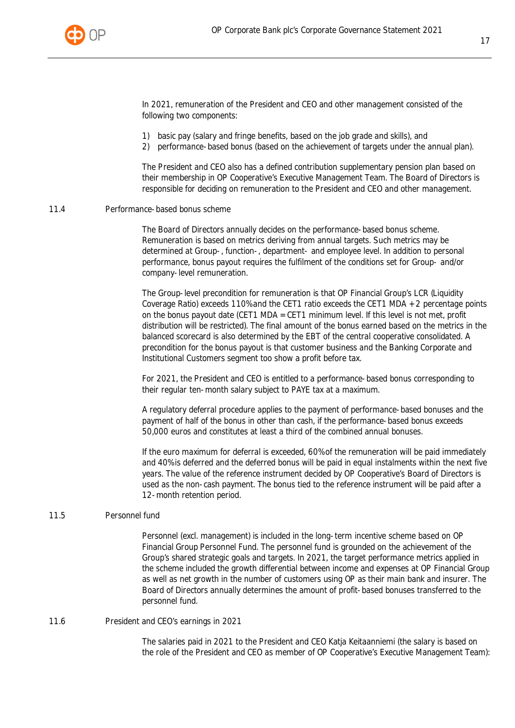In 2021, remuneration of the President and CEO and other management consisted of the following two components:

1) basic pay (salary and fringe benefits, based on the job grade and skills), and
2) performance-based bonus (based on the achievement of targets under the annual plan).

The President and CEO also has a defined contribution supplementary pension plan based on their membership in OP Cooperative's Executive Management Team. The Board of Directors is responsible for deciding on remuneration to the President and CEO and other management.

## 11.4 Performance-based bonus scheme

The Board of Directors annually decides on the performance-based bonus scheme. Remuneration is based on metrics deriving from annual targets. Such metrics may be determined at Group-, function-, department- and employee level. In addition to personal performance, bonus payout requires the fulfilment of the conditions set for Group- and/or company-level remuneration.

The Group-level precondition for remuneration is that OP Financial Group's LCR (Liquidity Coverage Ratio) exceeds 110% and the CET1 ratio exceeds the CET1 MDA + 2 percentage points on the bonus payout date (CET1 MDA = CET1 minimum level. If this level is not met, profit distribution will be restricted). The final amount of the bonus earned based on the metrics in the balanced scorecard is also determined by the EBT of the central cooperative consolidated. A precondition for the bonus payout is that customer business and the Banking Corporate and Institutional Customers segment too show a profit before tax.

For 2021, the President and CEO is entitled to a performance-based bonus corresponding to their regular ten-month salary subject to PAYE tax at a maximum.

A regulatory deferral procedure applies to the payment of performance-based bonuses and the payment of half of the bonus in other than cash, if the performance-based bonus exceeds 50,000 euros and constitutes at least a third of the combined annual bonuses.

If the euro maximum for deferral is exceeded, 60% of the remuneration will be paid immediately and 40% is deferred and the deferred bonus will be paid in equal instalments within the next five years. The value of the reference instrument decided by OP Cooperative's Board of Directors is used as the non-cash payment. The bonus tied to the reference instrument will be paid after a 12-month retention period.

## 11.5 Personnel fund

Personnel (excl. management) is included in the long-term incentive scheme based on OP Financial Group Personnel Fund. The personnel fund is grounded on the achievement of the Group's shared strategic goals and targets. In 2021, the target performance metrics applied in the scheme included the growth differential between income and expenses at OP Financial Group as well as net growth in the number of customers using OP as their main bank and insurer. The Board of Directors annually determines the amount of profit-based bonuses transferred to the personnel fund.

## 11.6 President and CEO's earnings in 2021

The salaries paid in 2021 to the President and CEO Katja Keitaanniemi (the salary is based on the role of the President and CEO as member of OP Cooperative's Executive Management Team):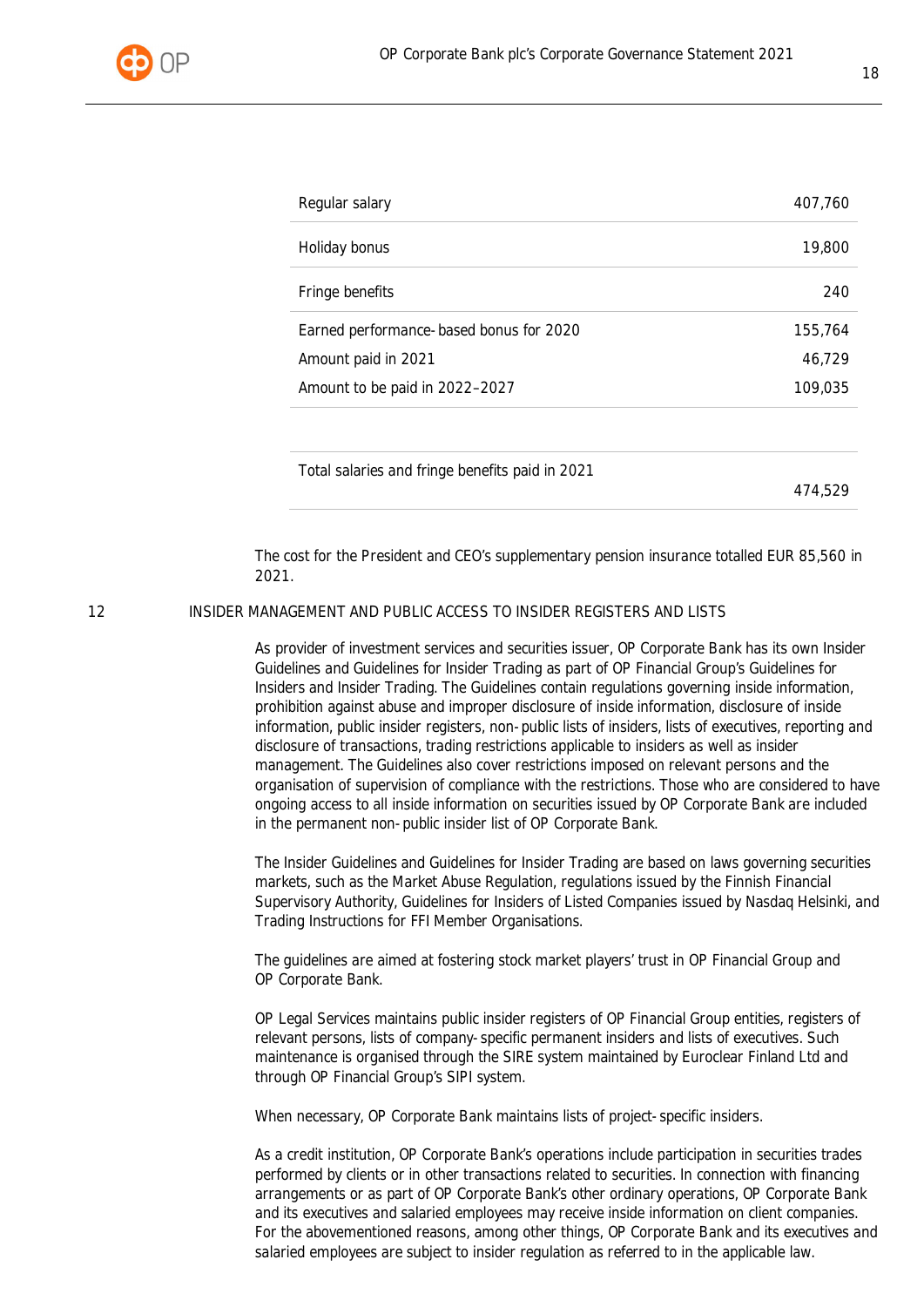| | |
|---|---|
| Regular salary | 407,760 |
| Holiday bonus | 19,800 |
| Fringe benefits | 240 |
| Earned performance-based bonus for 2020 | 155,764 |
| Amount paid in 2021 | 46,729 |
| Amount to be paid in 2022–2027 | 109,035 |
| | |
| Total salaries and fringe benefits paid in 2021 | 474,529 |

The cost for the President and CEO's supplementary pension insurance totalled EUR 85,560 in 2021.

## 12 INSIDER MANAGEMENT AND PUBLIC ACCESS TO INSIDER REGISTERS AND LISTS

As provider of investment services and securities issuer, OP Corporate Bank has its own Insider Guidelines and Guidelines for Insider Trading as part of OP Financial Group's Guidelines for Insiders and Insider Trading. The Guidelines contain regulations governing inside information, prohibition against abuse and improper disclosure of inside information, disclosure of inside information, public insider registers, non-public lists of insiders, lists of executives, reporting and disclosure of transactions, trading restrictions applicable to insiders as well as insider management. The Guidelines also cover restrictions imposed on relevant persons and the organisation of supervision of compliance with the restrictions. Those who are considered to have ongoing access to all inside information on securities issued by OP Corporate Bank are included in the permanent non-public insider list of OP Corporate Bank.

The Insider Guidelines and Guidelines for Insider Trading are based on laws governing securities markets, such as the Market Abuse Regulation, regulations issued by the Finnish Financial Supervisory Authority, Guidelines for Insiders of Listed Companies issued by Nasdaq Helsinki, and Trading Instructions for FFI Member Organisations.

The guidelines are aimed at fostering stock market players' trust in OP Financial Group and OP Corporate Bank.

OP Legal Services maintains public insider registers of OP Financial Group entities, registers of relevant persons, lists of company-specific permanent insiders and lists of executives. Such maintenance is organised through the SIRE system maintained by Euroclear Finland Ltd and through OP Financial Group's SIPI system.

When necessary, OP Corporate Bank maintains lists of project-specific insiders.

As a credit institution, OP Corporate Bank's operations include participation in securities trades performed by clients or in other transactions related to securities. In connection with financing arrangements or as part of OP Corporate Bank's other ordinary operations, OP Corporate Bank and its executives and salaried employees may receive inside information on client companies. For the abovementioned reasons, among other things, OP Corporate Bank and its executives and salaried employees are subject to insider regulation as referred to in the applicable law.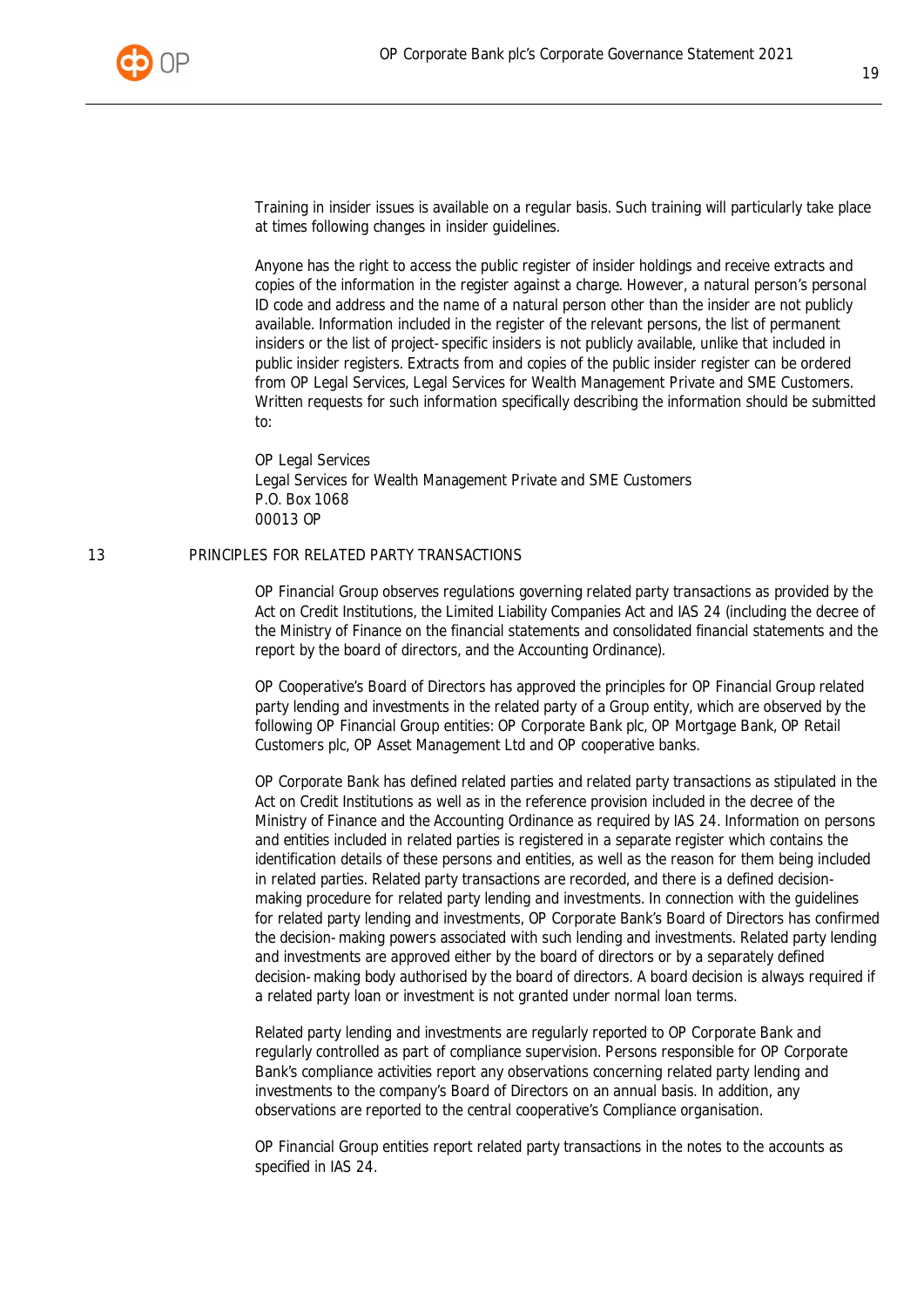Training in insider issues is available on a regular basis. Such training will particularly take place at times following changes in insider guidelines.

Anyone has the right to access the public register of insider holdings and receive extracts and copies of the information in the register against a charge. However, a natural person's personal ID code and address and the name of a natural person other than the insider are not publicly available. Information included in the register of the relevant persons, the list of permanent insiders or the list of project-specific insiders is not publicly available, unlike that included in public insider registers. Extracts from and copies of the public insider register can be ordered from OP Legal Services, Legal Services for Wealth Management Private and SME Customers. Written requests for such information specifically describing the information should be submitted to:

OP Legal Services
Legal Services for Wealth Management Private and SME Customers
P.O. Box 1068
00013 OP

## 13 PRINCIPLES FOR RELATED PARTY TRANSACTIONS

OP Financial Group observes regulations governing related party transactions as provided by the Act on Credit Institutions, the Limited Liability Companies Act and IAS 24 (including the decree of the Ministry of Finance on the financial statements and consolidated financial statements and the report by the board of directors, and the Accounting Ordinance).

OP Cooperative's Board of Directors has approved the principles for OP Financial Group related party lending and investments in the related party of a Group entity, which are observed by the following OP Financial Group entities: OP Corporate Bank plc, OP Mortgage Bank, OP Retail Customers plc, OP Asset Management Ltd and OP cooperative banks.

OP Corporate Bank has defined related parties and related party transactions as stipulated in the Act on Credit Institutions as well as in the reference provision included in the decree of the Ministry of Finance and the Accounting Ordinance as required by IAS 24. Information on persons and entities included in related parties is registered in a separate register which contains the identification details of these persons and entities, as well as the reason for them being included in related parties. Related party transactions are recorded, and there is a defined decision-making procedure for related party lending and investments. In connection with the guidelines for related party lending and investments, OP Corporate Bank's Board of Directors has confirmed the decision-making powers associated with such lending and investments. Related party lending and investments are approved either by the board of directors or by a separately defined decision-making body authorised by the board of directors. A board decision is always required if a related party loan or investment is not granted under normal loan terms.

Related party lending and investments are regularly reported to OP Corporate Bank and regularly controlled as part of compliance supervision. Persons responsible for OP Corporate Bank's compliance activities report any observations concerning related party lending and investments to the company's Board of Directors on an annual basis. In addition, any observations are reported to the central cooperative's Compliance organisation.

OP Financial Group entities report related party transactions in the notes to the accounts as specified in IAS 24.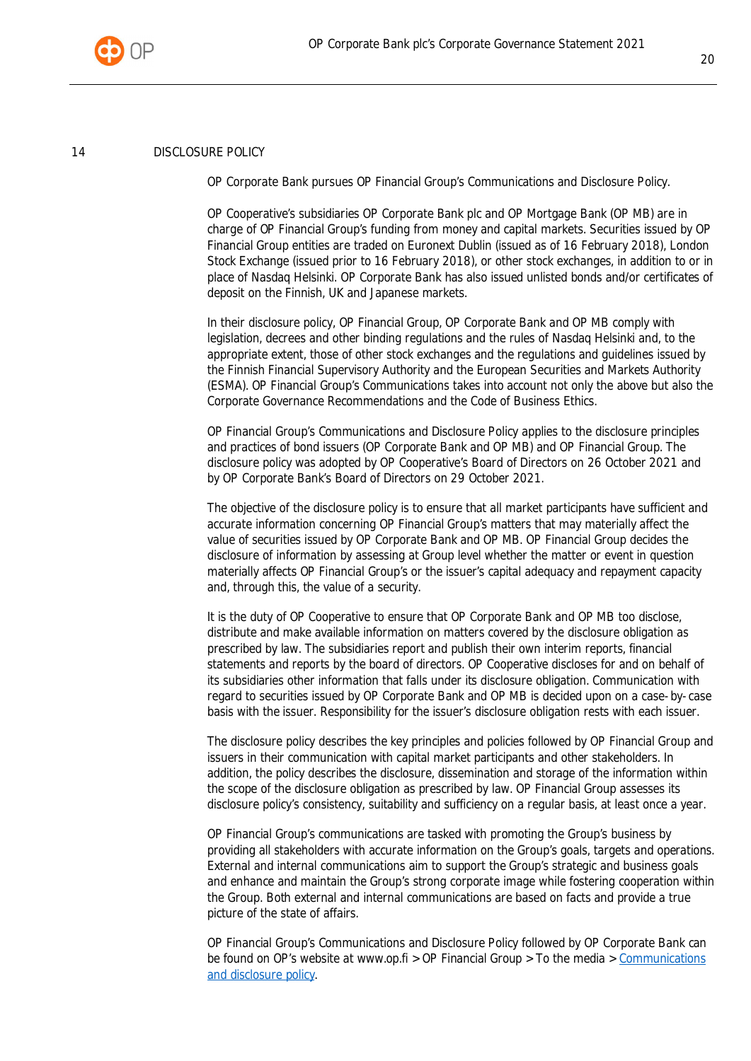## 14 DISCLOSURE POLICY

OP Corporate Bank pursues OP Financial Group's Communications and Disclosure Policy.

OP Cooperative's subsidiaries OP Corporate Bank plc and OP Mortgage Bank (OP MB) are in charge of OP Financial Group's funding from money and capital markets. Securities issued by OP Financial Group entities are traded on Euronext Dublin (issued as of 16 February 2018), London Stock Exchange (issued prior to 16 February 2018), or other stock exchanges, in addition to or in place of Nasdaq Helsinki. OP Corporate Bank has also issued unlisted bonds and/or certificates of deposit on the Finnish, UK and Japanese markets.

In their disclosure policy, OP Financial Group, OP Corporate Bank and OP MB comply with legislation, decrees and other binding regulations and the rules of Nasdaq Helsinki and, to the appropriate extent, those of other stock exchanges and the regulations and guidelines issued by the Finnish Financial Supervisory Authority and the European Securities and Markets Authority (ESMA). OP Financial Group's Communications takes into account not only the above but also the Corporate Governance Recommendations and the Code of Business Ethics.

OP Financial Group's Communications and Disclosure Policy applies to the disclosure principles and practices of bond issuers (OP Corporate Bank and OP MB) and OP Financial Group. The disclosure policy was adopted by OP Cooperative's Board of Directors on 26 October 2021 and by OP Corporate Bank's Board of Directors on 29 October 2021.

The objective of the disclosure policy is to ensure that all market participants have sufficient and accurate information concerning OP Financial Group's matters that may materially affect the value of securities issued by OP Corporate Bank and OP MB. OP Financial Group decides the disclosure of information by assessing at Group level whether the matter or event in question materially affects OP Financial Group's or the issuer's capital adequacy and repayment capacity and, through this, the value of a security.

It is the duty of OP Cooperative to ensure that OP Corporate Bank and OP MB too disclose, distribute and make available information on matters covered by the disclosure obligation as prescribed by law. The subsidiaries report and publish their own interim reports, financial statements and reports by the board of directors. OP Cooperative discloses for and on behalf of its subsidiaries other information that falls under its disclosure obligation. Communication with regard to securities issued by OP Corporate Bank and OP MB is decided upon on a case-by-case basis with the issuer. Responsibility for the issuer's disclosure obligation rests with each issuer.

The disclosure policy describes the key principles and policies followed by OP Financial Group and issuers in their communication with capital market participants and other stakeholders. In addition, the policy describes the disclosure, dissemination and storage of the information within the scope of the disclosure obligation as prescribed by law. OP Financial Group assesses its disclosure policy's consistency, suitability and sufficiency on a regular basis, at least once a year.

OP Financial Group's communications are tasked with promoting the Group's business by providing all stakeholders with accurate information on the Group's goals, targets and operations. External and internal communications aim to support the Group's strategic and business goals and enhance and maintain the Group's strong corporate image while fostering cooperation within the Group. Both external and internal communications are based on facts and provide a true picture of the state of affairs.

OP Financial Group's Communications and Disclosure Policy followed by OP Corporate Bank can be found on OP's website at www.op.fi > OP Financial Group > To the media > Communications and disclosure policy.